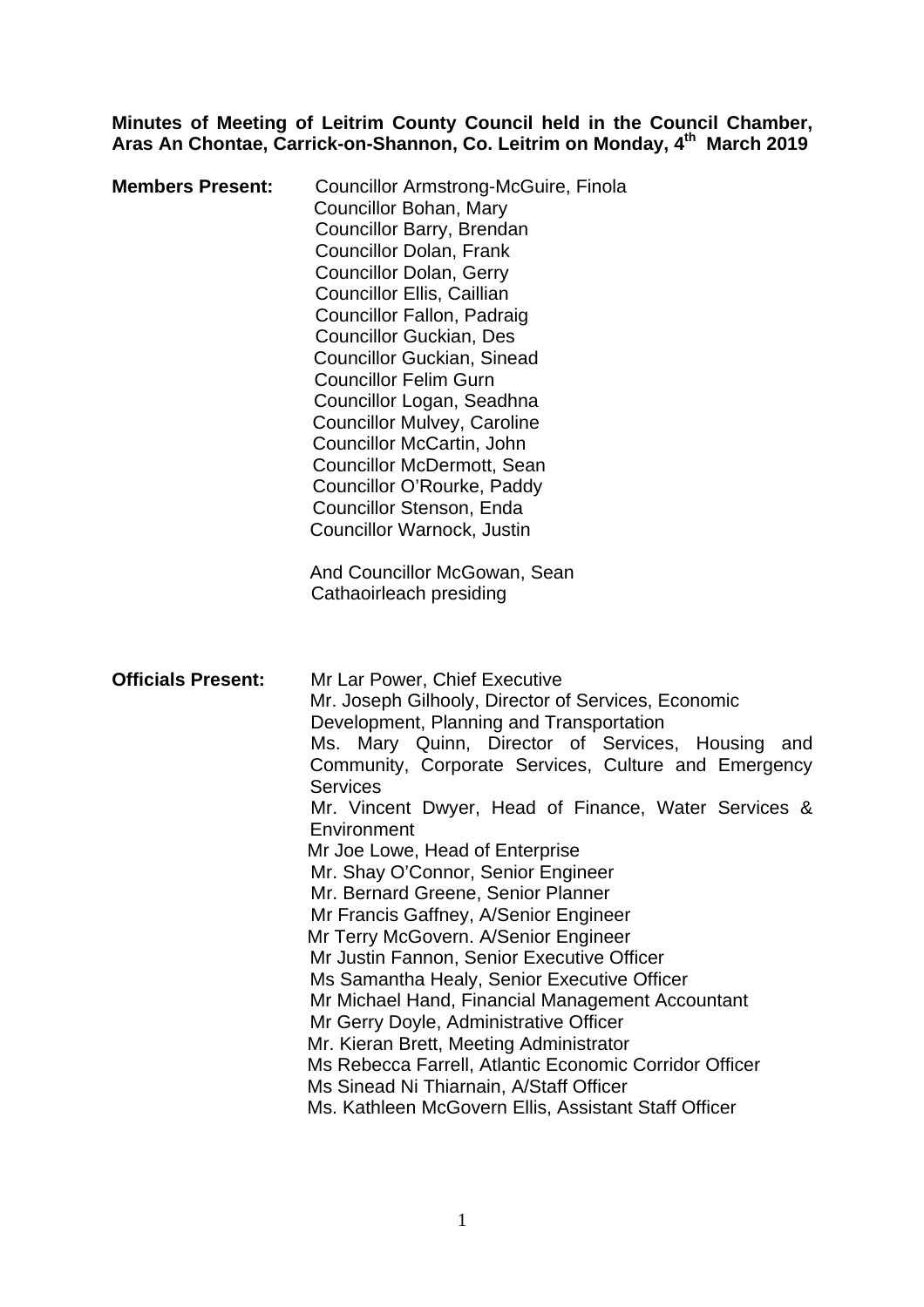**Minutes of Meeting of Leitrim County Council held in the Council Chamber, Aras An Chontae, Carrick-on-Shannon, Co. Leitrim on Monday, 4th March 2019**

**Members Present:**

Councillor Armstrong-McGuire, Finola
Councillor Bohan, Mary
Councillor Barry, Brendan
Councillor Dolan, Frank
Councillor Dolan, Gerry
Councillor Ellis, Caillian
Councillor Fallon, Padraig
Councillor Guckian, Des
Councillor Guckian, Sinead
Councillor Felim Gurn
Councillor Logan, Seadhna
Councillor Mulvey, Caroline
Councillor McCartin, John
Councillor McDermott, Sean
Councillor O'Rourke, Paddy
Councillor Stenson, Enda
Councillor Warnock, Justin

And Councillor McGowan, Sean
Cathaoirleach presiding

**Officials Present:**

Mr Lar Power, Chief Executive
Mr. Joseph Gilhooly, Director of Services, Economic Development, Planning and Transportation
Ms. Mary Quinn, Director of Services, Housing and Community, Corporate Services, Culture and Emergency Services
Mr. Vincent Dwyer, Head of Finance, Water Services & Environment
Mr Joe Lowe, Head of Enterprise
Mr. Shay O'Connor, Senior Engineer
Mr. Bernard Greene, Senior Planner
Mr Francis Gaffney, A/Senior Engineer
Mr Terry McGovern. A/Senior Engineer
Mr Justin Fannon, Senior Executive Officer
Ms Samantha Healy, Senior Executive Officer
Mr Michael Hand, Financial Management Accountant
Mr Gerry Doyle, Administrative Officer
Mr. Kieran Brett, Meeting Administrator
Ms Rebecca Farrell, Atlantic Economic Corridor Officer
Ms Sinead Ni Thiarnain, A/Staff Officer
Ms. Kathleen McGovern Ellis, Assistant Staff Officer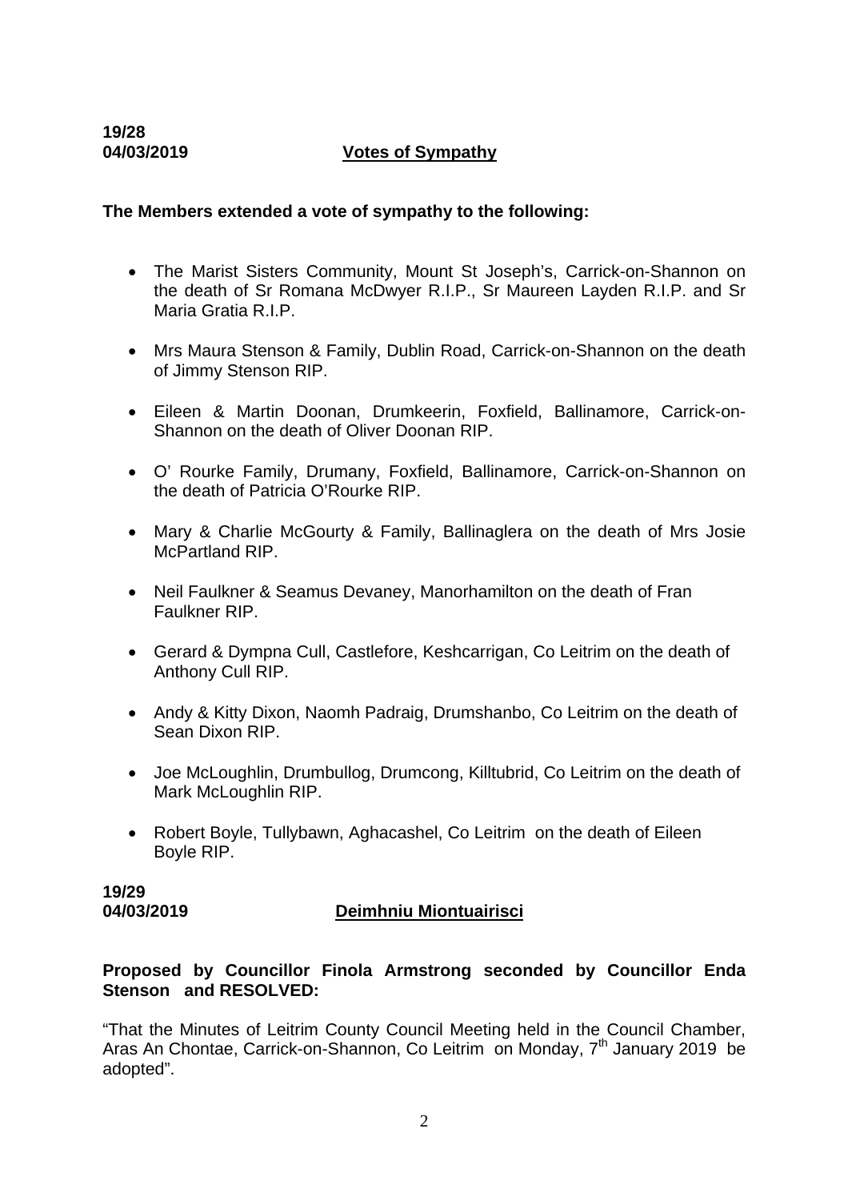**19/28**
**04/03/2019** **Votes of Sympathy**

**The Members extended a vote of sympathy to the following:**

- The Marist Sisters Community, Mount St Joseph's, Carrick-on-Shannon on the death of Sr Romana McDwyer R.I.P., Sr Maureen Layden R.I.P. and Sr Maria Gratia R.I.P.
- Mrs Maura Stenson & Family, Dublin Road, Carrick-on-Shannon on the death of Jimmy Stenson RIP.
- Eileen & Martin Doonan, Drumkeerin, Foxfield, Ballinamore, Carrick-on-Shannon on the death of Oliver Doonan RIP.
- O' Rourke Family, Drumany, Foxfield, Ballinamore, Carrick-on-Shannon on the death of Patricia O'Rourke RIP.
- Mary & Charlie McGourty & Family, Ballinaglera on the death of Mrs Josie McPartland RIP.
- Neil Faulkner & Seamus Devaney, Manorhamilton on the death of Fran Faulkner RIP.
- Gerard & Dympna Cull, Castlefore, Keshcarrigan, Co Leitrim on the death of Anthony Cull RIP.
- Andy & Kitty Dixon, Naomh Padraig, Drumshanbo, Co Leitrim on the death of Sean Dixon RIP.
- Joe McLoughlin, Drumbullog, Drumcong, Killtubrid, Co Leitrim on the death of Mark McLoughlin RIP.
- Robert Boyle, Tullybawn, Aghacashel, Co Leitrim on the death of Eileen Boyle RIP.

**19/29**
**04/03/2019** **Deimhniu Miontuairisci**

**Proposed by Councillor Finola Armstrong seconded by Councillor Enda Stenson and RESOLVED:**

"That the Minutes of Leitrim County Council Meeting held in the Council Chamber, Aras An Chontae, Carrick-on-Shannon, Co Leitrim on Monday, 7th January 2019 be adopted".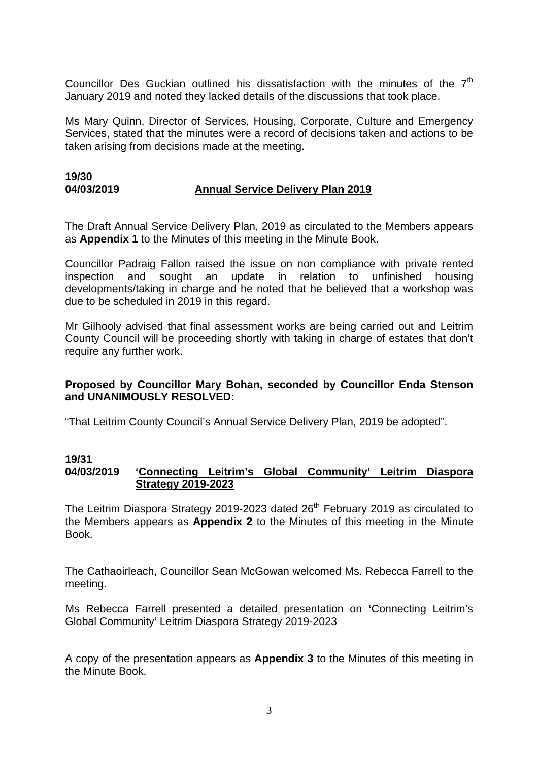Councillor Des Guckian outlined his dissatisfaction with the minutes of the 7th January 2019 and noted they lacked details of the discussions that took place.

Ms Mary Quinn, Director of Services, Housing, Corporate, Culture and Emergency Services, stated that the minutes were a record of decisions taken and actions to be taken arising from decisions made at the meeting.

**19/30**
**04/03/2019** **<u>Annual Service Delivery Plan 2019</u>**

The Draft Annual Service Delivery Plan, 2019 as circulated to the Members appears as **Appendix 1** to the Minutes of this meeting in the Minute Book.

Councillor Padraig Fallon raised the issue on non compliance with private rented inspection and sought an update in relation to unfinished housing developments/taking in charge and he noted that he believed that a workshop was due to be scheduled in 2019 in this regard.

Mr Gilhooly advised that final assessment works are being carried out and Leitrim County Council will be proceeding shortly with taking in charge of estates that don't require any further work.

**Proposed by Councillor Mary Bohan, seconded by Councillor Enda Stenson and UNANIMOUSLY RESOLVED:**

"That Leitrim County Council's Annual Service Delivery Plan, 2019 be adopted".

**19/31**
**04/03/2019** **<u>'Connecting Leitrim's Global Community' Leitrim Diaspora Strategy 2019-2023</u>**

The Leitrim Diaspora Strategy 2019-2023 dated 26th February 2019 as circulated to the Members appears as **Appendix 2** to the Minutes of this meeting in the Minute Book.

The Cathaoirleach, Councillor Sean McGowan welcomed Ms. Rebecca Farrell to the meeting.

Ms Rebecca Farrell presented a detailed presentation on **'**Connecting Leitrim's Global Community' Leitrim Diaspora Strategy 2019-2023

A copy of the presentation appears as **Appendix 3** to the Minutes of this meeting in the Minute Book.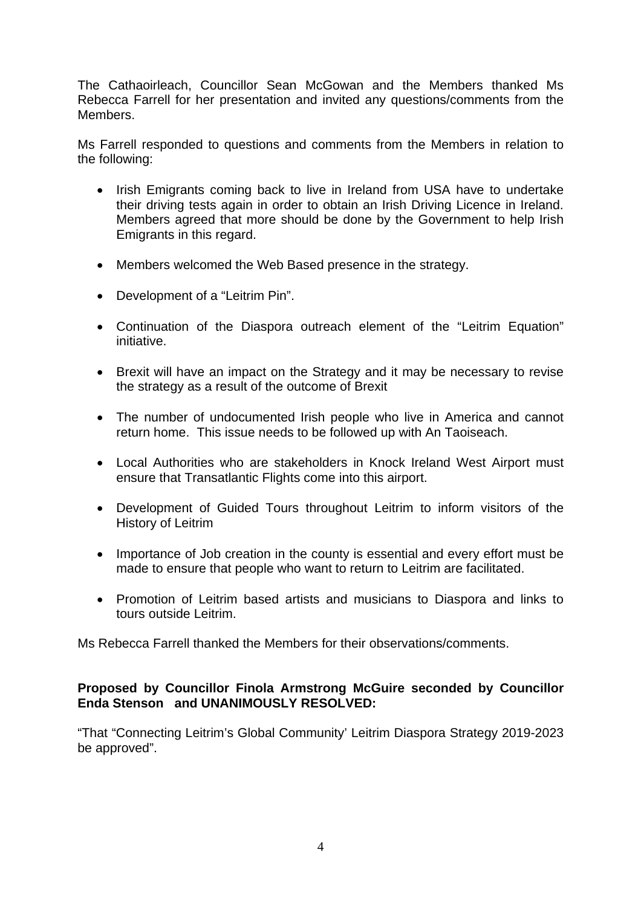The Cathaoirleach, Councillor Sean McGowan and the Members thanked Ms Rebecca Farrell for her presentation and invited any questions/comments from the Members.

Ms Farrell responded to questions and comments from the Members in relation to the following:

- Irish Emigrants coming back to live in Ireland from USA have to undertake their driving tests again in order to obtain an Irish Driving Licence in Ireland. Members agreed that more should be done by the Government to help Irish Emigrants in this regard.
- Members welcomed the Web Based presence in the strategy.
- Development of a "Leitrim Pin".
- Continuation of the Diaspora outreach element of the "Leitrim Equation" initiative.
- Brexit will have an impact on the Strategy and it may be necessary to revise the strategy as a result of the outcome of Brexit
- The number of undocumented Irish people who live in America and cannot return home. This issue needs to be followed up with An Taoiseach.
- Local Authorities who are stakeholders in Knock Ireland West Airport must ensure that Transatlantic Flights come into this airport.
- Development of Guided Tours throughout Leitrim to inform visitors of the History of Leitrim
- Importance of Job creation in the county is essential and every effort must be made to ensure that people who want to return to Leitrim are facilitated.
- Promotion of Leitrim based artists and musicians to Diaspora and links to tours outside Leitrim.

Ms Rebecca Farrell thanked the Members for their observations/comments.

**Proposed by Councillor Finola Armstrong McGuire seconded by Councillor Enda Stenson and UNANIMOUSLY RESOLVED:**

"That "Connecting Leitrim's Global Community' Leitrim Diaspora Strategy 2019-2023 be approved".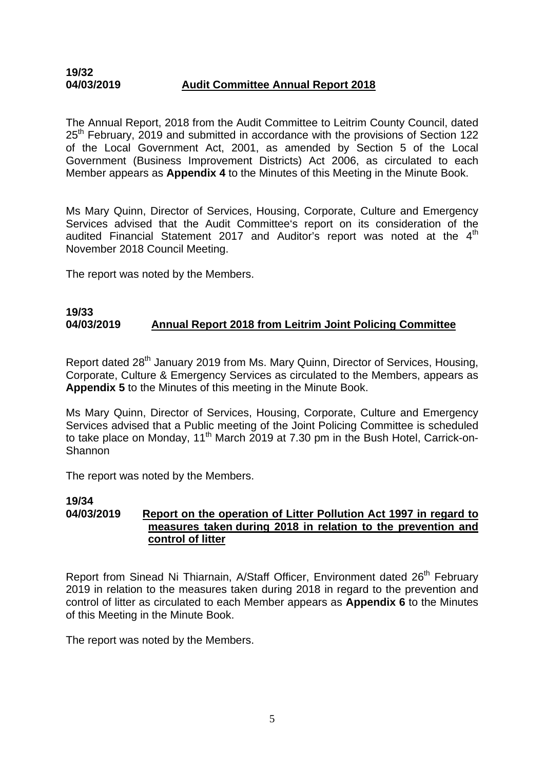**19/32**
**04/03/2019** **Audit Committee Annual Report 2018**

The Annual Report, 2018 from the Audit Committee to Leitrim County Council, dated 25th February, 2019 and submitted in accordance with the provisions of Section 122 of the Local Government Act, 2001, as amended by Section 5 of the Local Government (Business Improvement Districts) Act 2006, as circulated to each Member appears as **Appendix 4** to the Minutes of this Meeting in the Minute Book.

Ms Mary Quinn, Director of Services, Housing, Corporate, Culture and Emergency Services advised that the Audit Committee's report on its consideration of the audited Financial Statement 2017 and Auditor's report was noted at the 4th November 2018 Council Meeting.

The report was noted by the Members.

**19/33**
**04/03/2019** **Annual Report 2018 from Leitrim Joint Policing Committee**

Report dated 28th January 2019 from Ms. Mary Quinn, Director of Services, Housing, Corporate, Culture & Emergency Services as circulated to the Members, appears as **Appendix 5** to the Minutes of this meeting in the Minute Book.

Ms Mary Quinn, Director of Services, Housing, Corporate, Culture and Emergency Services advised that a Public meeting of the Joint Policing Committee is scheduled to take place on Monday, 11th March 2019 at 7.30 pm in the Bush Hotel, Carrick-on-Shannon

The report was noted by the Members.

**19/34**
**04/03/2019** **Report on the operation of Litter Pollution Act 1997 in regard to measures taken during 2018 in relation to the prevention and control of litter**

Report from Sinead Ni Thiarnain, A/Staff Officer, Environment dated 26th February 2019 in relation to the measures taken during 2018 in regard to the prevention and control of litter as circulated to each Member appears as **Appendix 6** to the Minutes of this Meeting in the Minute Book.

The report was noted by the Members.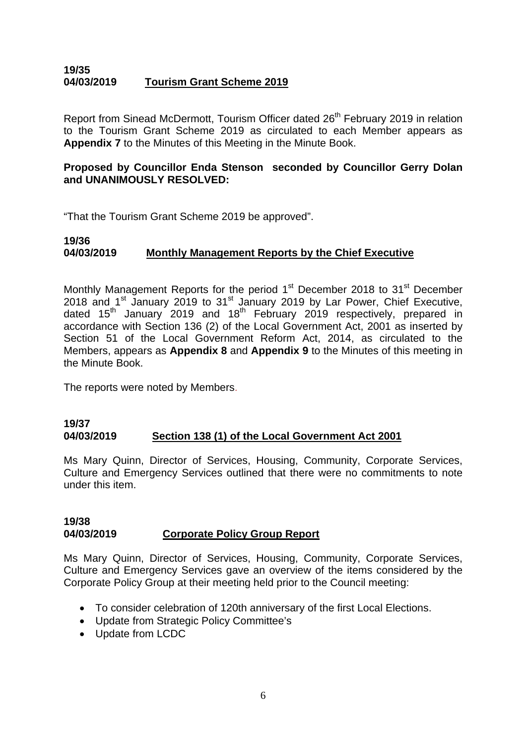**19/35**
**04/03/2019** **Tourism Grant Scheme 2019**

Report from Sinead McDermott, Tourism Officer dated 26th February 2019 in relation to the Tourism Grant Scheme 2019 as circulated to each Member appears as **Appendix 7** to the Minutes of this Meeting in the Minute Book.

**Proposed by Councillor Enda Stenson seconded by Councillor Gerry Dolan and UNANIMOUSLY RESOLVED:**

"That the Tourism Grant Scheme 2019 be approved".

**19/36**
**04/03/2019** **Monthly Management Reports by the Chief Executive**

Monthly Management Reports for the period 1st December 2018 to 31st December 2018 and 1st January 2019 to 31st January 2019 by Lar Power, Chief Executive, dated 15th January 2019 and 18th February 2019 respectively, prepared in accordance with Section 136 (2) of the Local Government Act, 2001 as inserted by Section 51 of the Local Government Reform Act, 2014, as circulated to the Members, appears as **Appendix 8** and **Appendix 9** to the Minutes of this meeting in the Minute Book.

The reports were noted by Members.

**19/37**
**04/03/2019** **Section 138 (1) of the Local Government Act 2001**

Ms Mary Quinn, Director of Services, Housing, Community, Corporate Services, Culture and Emergency Services outlined that there were no commitments to note under this item.

**19/38**
**04/03/2019** **Corporate Policy Group Report**

Ms Mary Quinn, Director of Services, Housing, Community, Corporate Services, Culture and Emergency Services gave an overview of the items considered by the Corporate Policy Group at their meeting held prior to the Council meeting:

- To consider celebration of 120th anniversary of the first Local Elections.
- Update from Strategic Policy Committee's
- Update from LCDC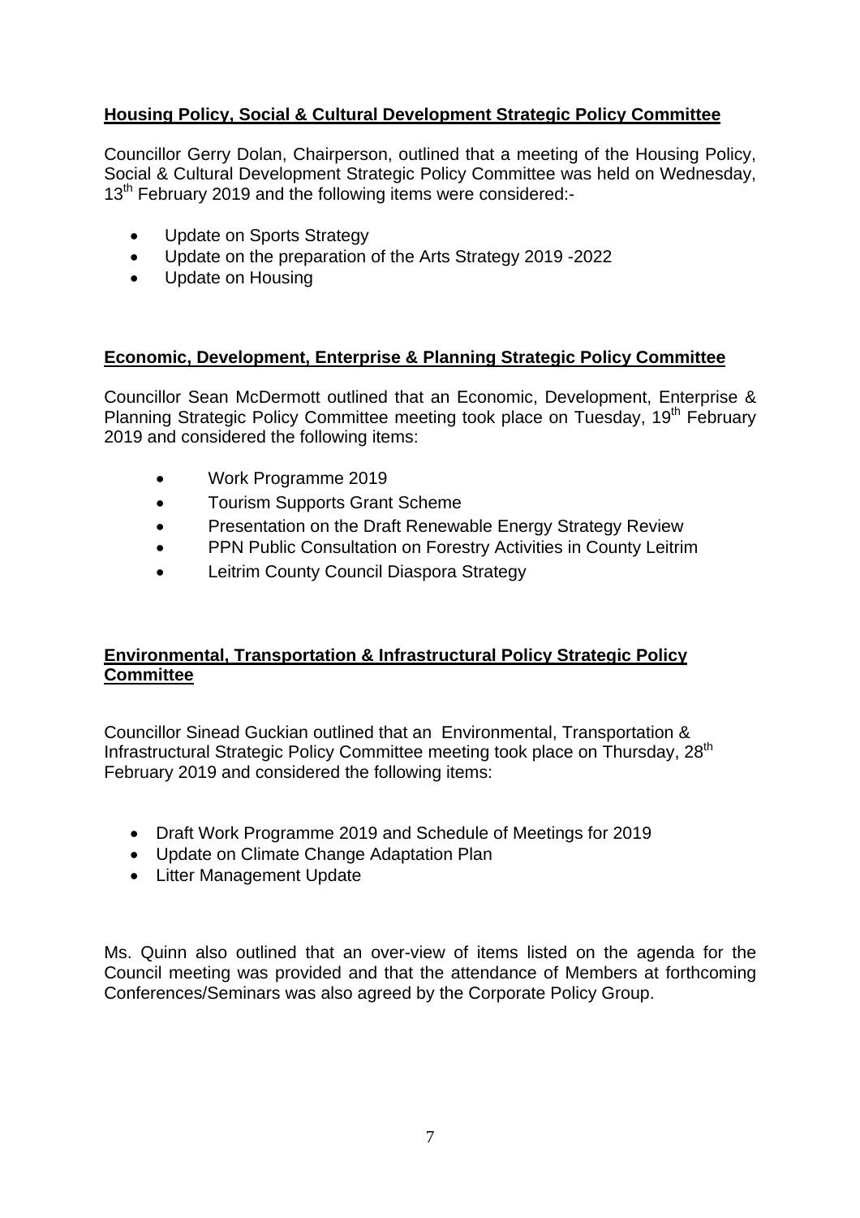**Housing Policy, Social & Cultural Development Strategic Policy Committee**

Councillor Gerry Dolan, Chairperson, outlined that a meeting of the Housing Policy, Social & Cultural Development Strategic Policy Committee was held on Wednesday, 13th February 2019 and the following items were considered:-

- Update on Sports Strategy
- Update on the preparation of the Arts Strategy 2019 -2022
- Update on Housing

**Economic, Development, Enterprise & Planning Strategic Policy Committee**

Councillor Sean McDermott outlined that an Economic, Development, Enterprise & Planning Strategic Policy Committee meeting took place on Tuesday, 19th February 2019 and considered the following items:

- Work Programme 2019
- Tourism Supports Grant Scheme
- Presentation on the Draft Renewable Energy Strategy Review
- PPN Public Consultation on Forestry Activities in County Leitrim
- Leitrim County Council Diaspora Strategy

**Environmental, Transportation & Infrastructural Policy Strategic Policy Committee**

Councillor Sinead Guckian outlined that an Environmental, Transportation & Infrastructural Strategic Policy Committee meeting took place on Thursday, 28th February 2019 and considered the following items:

- Draft Work Programme 2019 and Schedule of Meetings for 2019
- Update on Climate Change Adaptation Plan
- Litter Management Update

Ms. Quinn also outlined that an over-view of items listed on the agenda for the Council meeting was provided and that the attendance of Members at forthcoming Conferences/Seminars was also agreed by the Corporate Policy Group.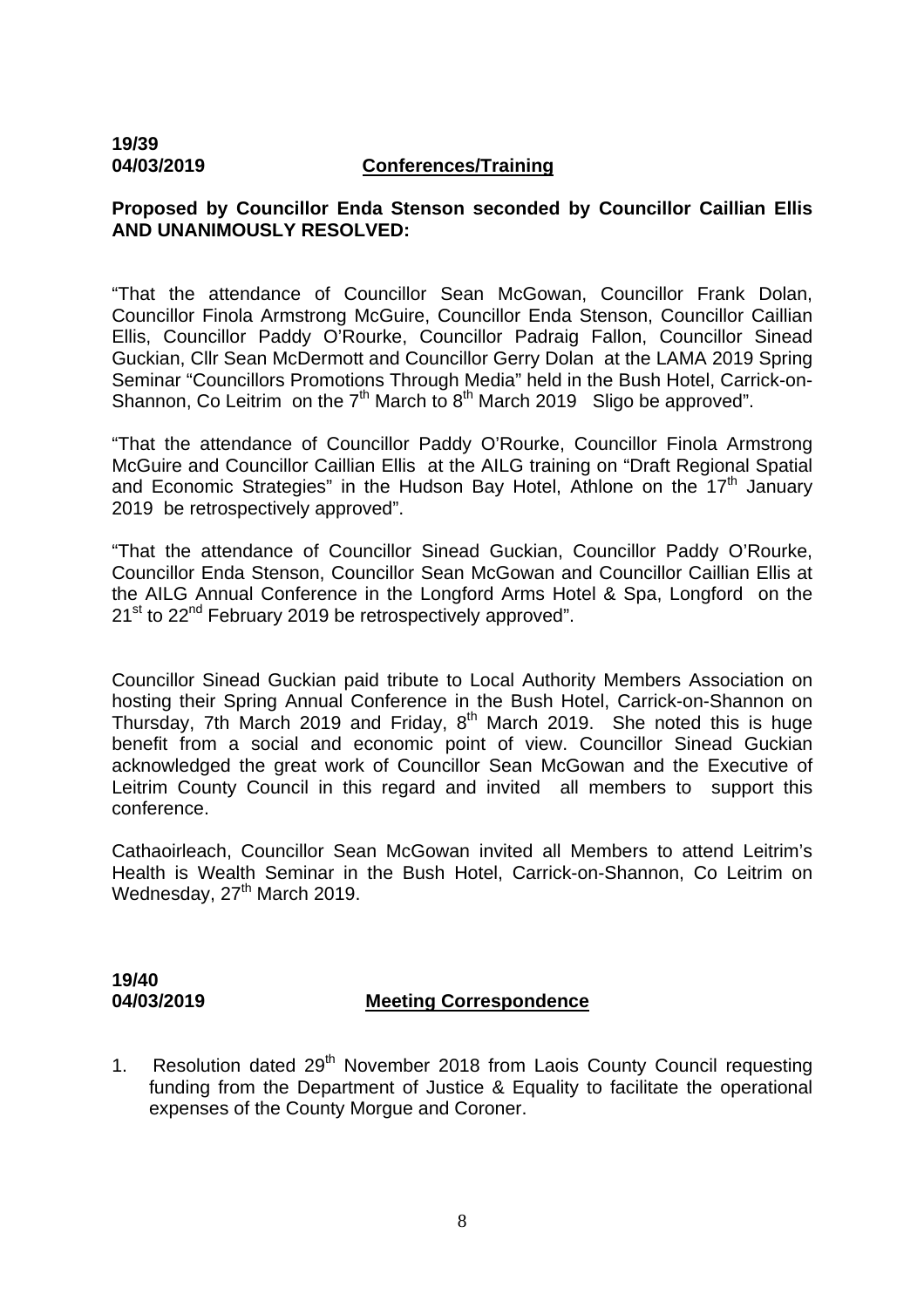**19/39**
**04/03/2019** **Conferences/Training**

**Proposed by Councillor Enda Stenson seconded by Councillor Caillian Ellis AND UNANIMOUSLY RESOLVED:**

"That the attendance of Councillor Sean McGowan, Councillor Frank Dolan, Councillor Finola Armstrong McGuire, Councillor Enda Stenson, Councillor Caillian Ellis, Councillor Paddy O'Rourke, Councillor Padraig Fallon, Councillor Sinead Guckian, Cllr Sean McDermott and Councillor Gerry Dolan at the LAMA 2019 Spring Seminar "Councillors Promotions Through Media" held in the Bush Hotel, Carrick-on-Shannon, Co Leitrim on the 7th March to 8th March 2019 Sligo be approved".

"That the attendance of Councillor Paddy O'Rourke, Councillor Finola Armstrong McGuire and Councillor Caillian Ellis at the AILG training on "Draft Regional Spatial and Economic Strategies" in the Hudson Bay Hotel, Athlone on the 17th January 2019 be retrospectively approved".

"That the attendance of Councillor Sinead Guckian, Councillor Paddy O'Rourke, Councillor Enda Stenson, Councillor Sean McGowan and Councillor Caillian Ellis at the AILG Annual Conference in the Longford Arms Hotel & Spa, Longford on the 21st to 22nd February 2019 be retrospectively approved".

Councillor Sinead Guckian paid tribute to Local Authority Members Association on hosting their Spring Annual Conference in the Bush Hotel, Carrick-on-Shannon on Thursday, 7th March 2019 and Friday, 8th March 2019. She noted this is huge benefit from a social and economic point of view. Councillor Sinead Guckian acknowledged the great work of Councillor Sean McGowan and the Executive of Leitrim County Council in this regard and invited all members to support this conference.

Cathaoirleach, Councillor Sean McGowan invited all Members to attend Leitrim's Health is Wealth Seminar in the Bush Hotel, Carrick-on-Shannon, Co Leitrim on Wednesday, 27th March 2019.

**19/40**
**04/03/2019** **Meeting Correspondence**

1. Resolution dated 29th November 2018 from Laois County Council requesting funding from the Department of Justice & Equality to facilitate the operational expenses of the County Morgue and Coroner.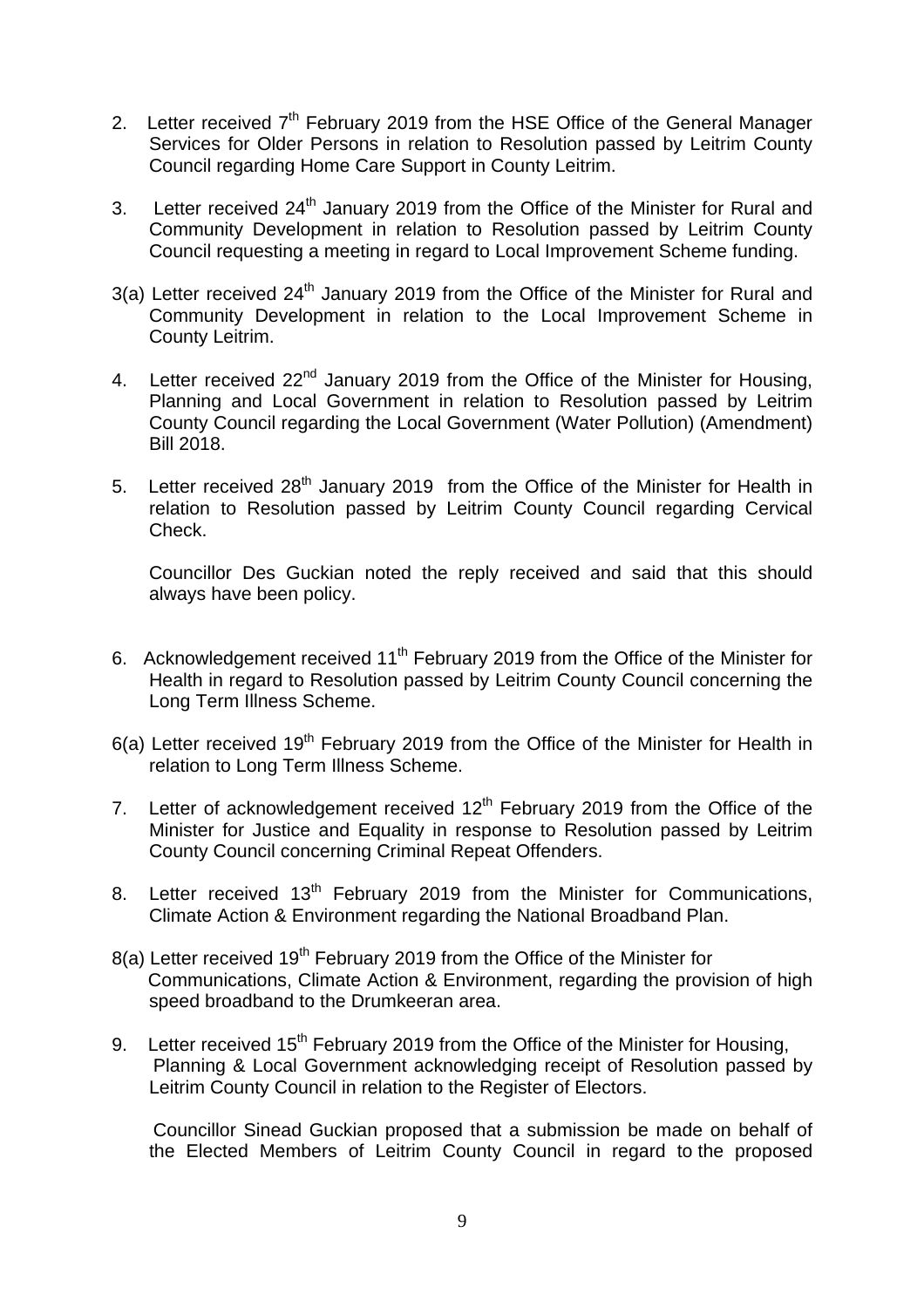2. Letter received 7th February 2019 from the HSE Office of the General Manager Services for Older Persons in relation to Resolution passed by Leitrim County Council regarding Home Care Support in County Leitrim.

3. Letter received 24th January 2019 from the Office of the Minister for Rural and Community Development in relation to Resolution passed by Leitrim County Council requesting a meeting in regard to Local Improvement Scheme funding.

3(a) Letter received 24th January 2019 from the Office of the Minister for Rural and Community Development in relation to the Local Improvement Scheme in County Leitrim.

4. Letter received 22nd January 2019 from the Office of the Minister for Housing, Planning and Local Government in relation to Resolution passed by Leitrim County Council regarding the Local Government (Water Pollution) (Amendment) Bill 2018.

5. Letter received 28th January 2019 from the Office of the Minister for Health in relation to Resolution passed by Leitrim County Council regarding Cervical Check.

   Councillor Des Guckian noted the reply received and said that this should always have been policy.

6. Acknowledgement received 11th February 2019 from the Office of the Minister for Health in regard to Resolution passed by Leitrim County Council concerning the Long Term Illness Scheme.

6(a) Letter received 19th February 2019 from the Office of the Minister for Health in relation to Long Term Illness Scheme.

7. Letter of acknowledgement received 12th February 2019 from the Office of the Minister for Justice and Equality in response to Resolution passed by Leitrim County Council concerning Criminal Repeat Offenders.

8. Letter received 13th February 2019 from the Minister for Communications, Climate Action & Environment regarding the National Broadband Plan.

8(a) Letter received 19th February 2019 from the Office of the Minister for Communications, Climate Action & Environment, regarding the provision of high speed broadband to the Drumkeeran area.

9. Letter received 15th February 2019 from the Office of the Minister for Housing, Planning & Local Government acknowledging receipt of Resolution passed by Leitrim County Council in relation to the Register of Electors.

   Councillor Sinead Guckian proposed that a submission be made on behalf of the Elected Members of Leitrim County Council in regard to the proposed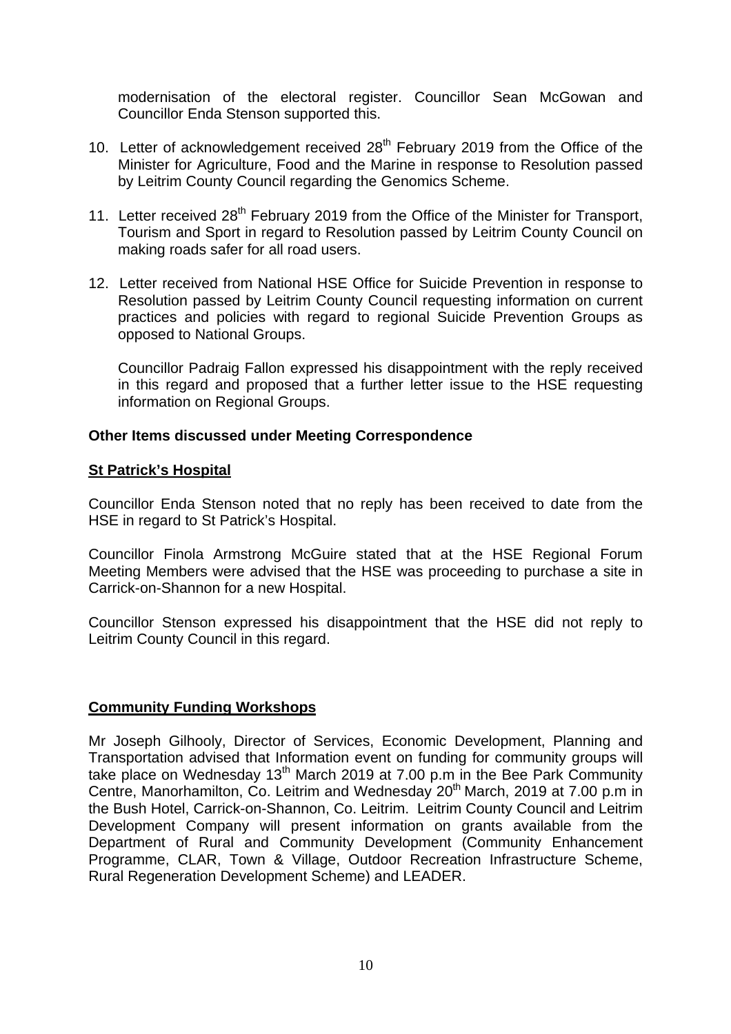modernisation of the electoral register. Councillor Sean McGowan and Councillor Enda Stenson supported this.

10. Letter of acknowledgement received 28th February 2019 from the Office of the Minister for Agriculture, Food and the Marine in response to Resolution passed by Leitrim County Council regarding the Genomics Scheme.

11. Letter received 28th February 2019 from the Office of the Minister for Transport, Tourism and Sport in regard to Resolution passed by Leitrim County Council on making roads safer for all road users.

12. Letter received from National HSE Office for Suicide Prevention in response to Resolution passed by Leitrim County Council requesting information on current practices and policies with regard to regional Suicide Prevention Groups as opposed to National Groups.

    Councillor Padraig Fallon expressed his disappointment with the reply received in this regard and proposed that a further letter issue to the HSE requesting information on Regional Groups.

**Other Items discussed under Meeting Correspondence**

**St Patrick's Hospital**

Councillor Enda Stenson noted that no reply has been received to date from the HSE in regard to St Patrick's Hospital.

Councillor Finola Armstrong McGuire stated that at the HSE Regional Forum Meeting Members were advised that the HSE was proceeding to purchase a site in Carrick-on-Shannon for a new Hospital.

Councillor Stenson expressed his disappointment that the HSE did not reply to Leitrim County Council in this regard.

**Community Funding Workshops**

Mr Joseph Gilhooly, Director of Services, Economic Development, Planning and Transportation advised that Information event on funding for community groups will take place on Wednesday 13th March 2019 at 7.00 p.m in the Bee Park Community Centre, Manorhamilton, Co. Leitrim and Wednesday 20th March, 2019 at 7.00 p.m in the Bush Hotel, Carrick-on-Shannon, Co. Leitrim. Leitrim County Council and Leitrim Development Company will present information on grants available from the Department of Rural and Community Development (Community Enhancement Programme, CLAR, Town & Village, Outdoor Recreation Infrastructure Scheme, Rural Regeneration Development Scheme) and LEADER.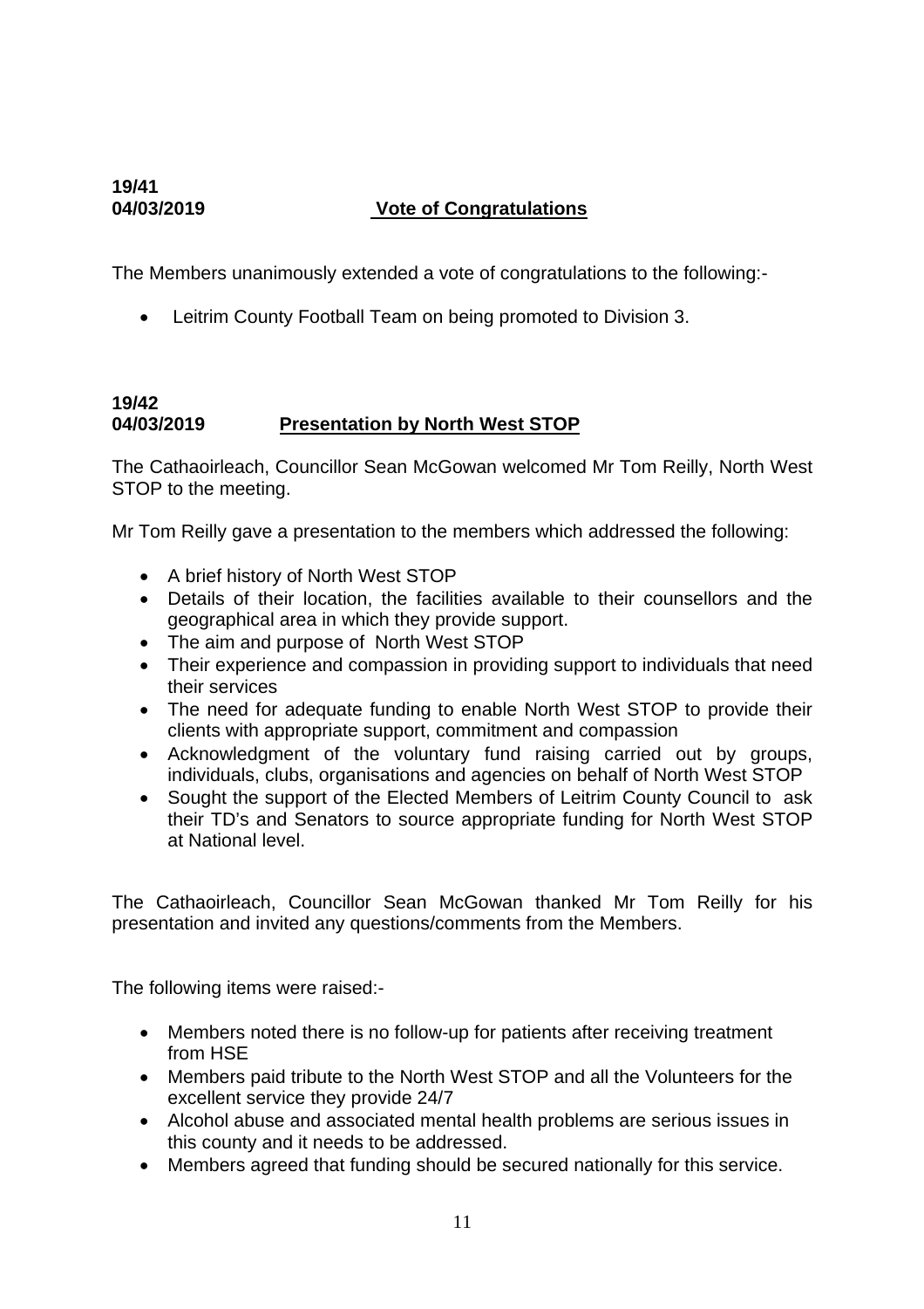**19/41**
**04/03/2019** **Vote of Congratulations**

The Members unanimously extended a vote of congratulations to the following:-

- Leitrim County Football Team on being promoted to Division 3.

**19/42**
**04/03/2019** **Presentation by North West STOP**

The Cathaoirleach, Councillor Sean McGowan welcomed Mr Tom Reilly, North West STOP to the meeting.

Mr Tom Reilly gave a presentation to the members which addressed the following:

- A brief history of North West STOP
- Details of their location, the facilities available to their counsellors and the geographical area in which they provide support.
- The aim and purpose of North West STOP
- Their experience and compassion in providing support to individuals that need their services
- The need for adequate funding to enable North West STOP to provide their clients with appropriate support, commitment and compassion
- Acknowledgment of the voluntary fund raising carried out by groups, individuals, clubs, organisations and agencies on behalf of North West STOP
- Sought the support of the Elected Members of Leitrim County Council to ask their TD's and Senators to source appropriate funding for North West STOP at National level.

The Cathaoirleach, Councillor Sean McGowan thanked Mr Tom Reilly for his presentation and invited any questions/comments from the Members.

The following items were raised:-

- Members noted there is no follow-up for patients after receiving treatment from HSE
- Members paid tribute to the North West STOP and all the Volunteers for the excellent service they provide 24/7
- Alcohol abuse and associated mental health problems are serious issues in this county and it needs to be addressed.
- Members agreed that funding should be secured nationally for this service.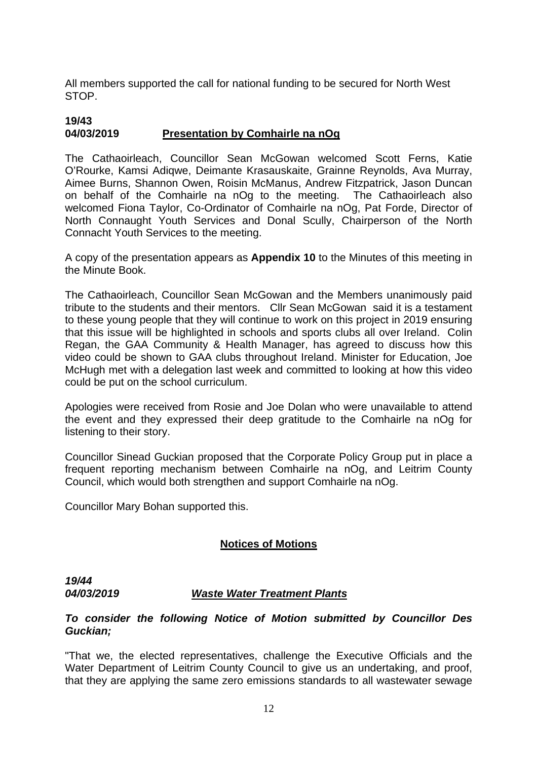All members supported the call for national funding to be secured for North West STOP.

**19/43**
**04/03/2019** **Presentation by Comhairle na nOg**

The Cathaoirleach, Councillor Sean McGowan welcomed Scott Ferns, Katie O'Rourke, Kamsi Adiqwe, Deimante Krasauskaite, Grainne Reynolds, Ava Murray, Aimee Burns, Shannon Owen, Roisin McManus, Andrew Fitzpatrick, Jason Duncan on behalf of the Comhairle na nOg to the meeting. The Cathaoirleach also welcomed Fiona Taylor, Co-Ordinator of Comhairle na nOg, Pat Forde, Director of North Connaught Youth Services and Donal Scully, Chairperson of the North Connacht Youth Services to the meeting.

A copy of the presentation appears as **Appendix 10** to the Minutes of this meeting in the Minute Book.

The Cathaoirleach, Councillor Sean McGowan and the Members unanimously paid tribute to the students and their mentors. Cllr Sean McGowan said it is a testament to these young people that they will continue to work on this project in 2019 ensuring that this issue will be highlighted in schools and sports clubs all over Ireland. Colin Regan, the GAA Community & Health Manager, has agreed to discuss how this video could be shown to GAA clubs throughout Ireland. Minister for Education, Joe McHugh met with a delegation last week and committed to looking at how this video could be put on the school curriculum.

Apologies were received from Rosie and Joe Dolan who were unavailable to attend the event and they expressed their deep gratitude to the Comhairle na nOg for listening to their story.

Councillor Sinead Guckian proposed that the Corporate Policy Group put in place a frequent reporting mechanism between Comhairle na nOg, and Leitrim County Council, which would both strengthen and support Comhairle na nOg.

Councillor Mary Bohan supported this.

## Notices of Motions

***19/44***
***04/03/2019*** ***Waste Water Treatment Plants***

***To consider the following Notice of Motion submitted by Councillor Des Guckian;***

"That we, the elected representatives, challenge the Executive Officials and the Water Department of Leitrim County Council to give us an undertaking, and proof, that they are applying the same zero emissions standards to all wastewater sewage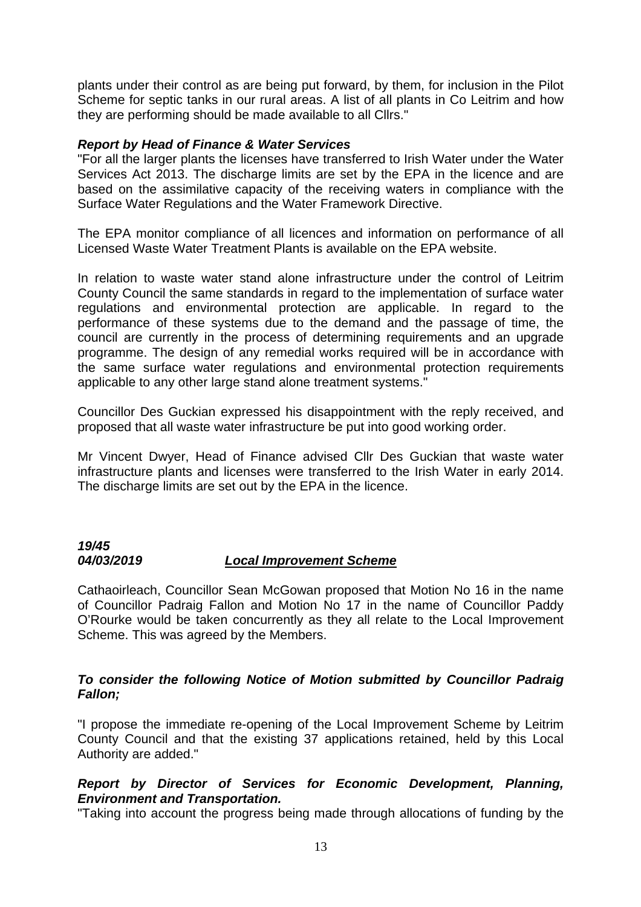plants under their control as are being put forward, by them, for inclusion in the Pilot Scheme for septic tanks in our rural areas. A list of all plants in Co Leitrim and how they are performing should be made available to all Cllrs."

***Report by Head of Finance & Water Services***

"For all the larger plants the licenses have transferred to Irish Water under the Water Services Act 2013. The discharge limits are set by the EPA in the licence and are based on the assimilative capacity of the receiving waters in compliance with the Surface Water Regulations and the Water Framework Directive.

The EPA monitor compliance of all licences and information on performance of all Licensed Waste Water Treatment Plants is available on the EPA website.

In relation to waste water stand alone infrastructure under the control of Leitrim County Council the same standards in regard to the implementation of surface water regulations and environmental protection are applicable. In regard to the performance of these systems due to the demand and the passage of time, the council are currently in the process of determining requirements and an upgrade programme. The design of any remedial works required will be in accordance with the same surface water regulations and environmental protection requirements applicable to any other large stand alone treatment systems."

Councillor Des Guckian expressed his disappointment with the reply received, and proposed that all waste water infrastructure be put into good working order.

Mr Vincent Dwyer, Head of Finance advised Cllr Des Guckian that waste water infrastructure plants and licenses were transferred to the Irish Water in early 2014. The discharge limits are set out by the EPA in the licence.

***19/45***
***04/03/2019*** ***<u>Local Improvement Scheme</u>***

Cathaoirleach, Councillor Sean McGowan proposed that Motion No 16 in the name of Councillor Padraig Fallon and Motion No 17 in the name of Councillor Paddy O'Rourke would be taken concurrently as they all relate to the Local Improvement Scheme. This was agreed by the Members.

***To consider the following Notice of Motion submitted by Councillor Padraig Fallon;***

"I propose the immediate re-opening of the Local Improvement Scheme by Leitrim County Council and that the existing 37 applications retained, held by this Local Authority are added."

***Report by Director of Services for Economic Development, Planning, Environment and Transportation.***

"Taking into account the progress being made through allocations of funding by the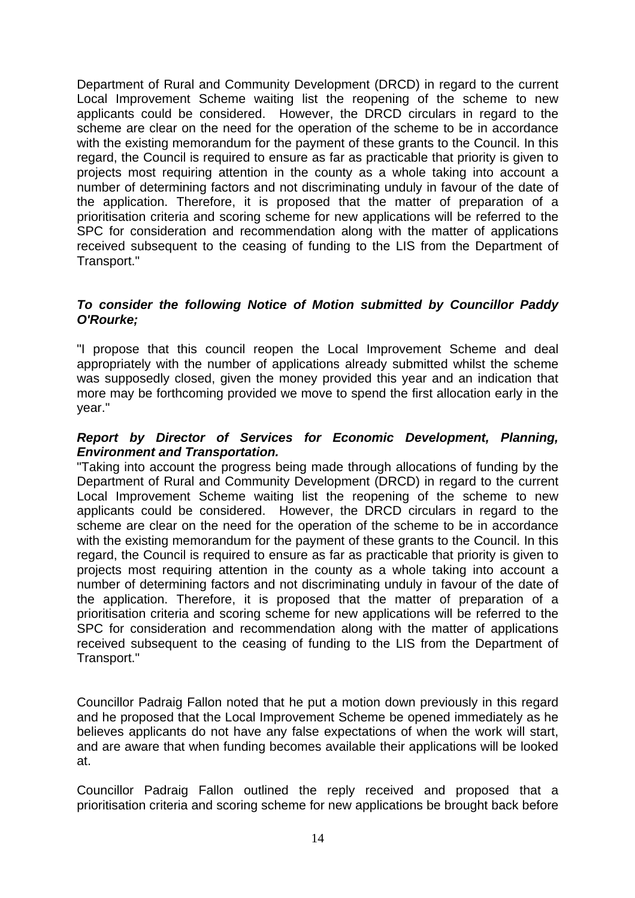Department of Rural and Community Development (DRCD) in regard to the current Local Improvement Scheme waiting list the reopening of the scheme to new applicants could be considered. However, the DRCD circulars in regard to the scheme are clear on the need for the operation of the scheme to be in accordance with the existing memorandum for the payment of these grants to the Council. In this regard, the Council is required to ensure as far as practicable that priority is given to projects most requiring attention in the county as a whole taking into account a number of determining factors and not discriminating unduly in favour of the date of the application. Therefore, it is proposed that the matter of preparation of a prioritisation criteria and scoring scheme for new applications will be referred to the SPC for consideration and recommendation along with the matter of applications received subsequent to the ceasing of funding to the LIS from the Department of Transport."

***To consider the following Notice of Motion submitted by Councillor Paddy O'Rourke;***

"I propose that this council reopen the Local Improvement Scheme and deal appropriately with the number of applications already submitted whilst the scheme was supposedly closed, given the money provided this year and an indication that more may be forthcoming provided we move to spend the first allocation early in the year."

***Report by Director of Services for Economic Development, Planning, Environment and Transportation.***

"Taking into account the progress being made through allocations of funding by the Department of Rural and Community Development (DRCD) in regard to the current Local Improvement Scheme waiting list the reopening of the scheme to new applicants could be considered. However, the DRCD circulars in regard to the scheme are clear on the need for the operation of the scheme to be in accordance with the existing memorandum for the payment of these grants to the Council. In this regard, the Council is required to ensure as far as practicable that priority is given to projects most requiring attention in the county as a whole taking into account a number of determining factors and not discriminating unduly in favour of the date of the application. Therefore, it is proposed that the matter of preparation of a prioritisation criteria and scoring scheme for new applications will be referred to the SPC for consideration and recommendation along with the matter of applications received subsequent to the ceasing of funding to the LIS from the Department of Transport."

Councillor Padraig Fallon noted that he put a motion down previously in this regard and he proposed that the Local Improvement Scheme be opened immediately as he believes applicants do not have any false expectations of when the work will start, and are aware that when funding becomes available their applications will be looked at.

Councillor Padraig Fallon outlined the reply received and proposed that a prioritisation criteria and scoring scheme for new applications be brought back before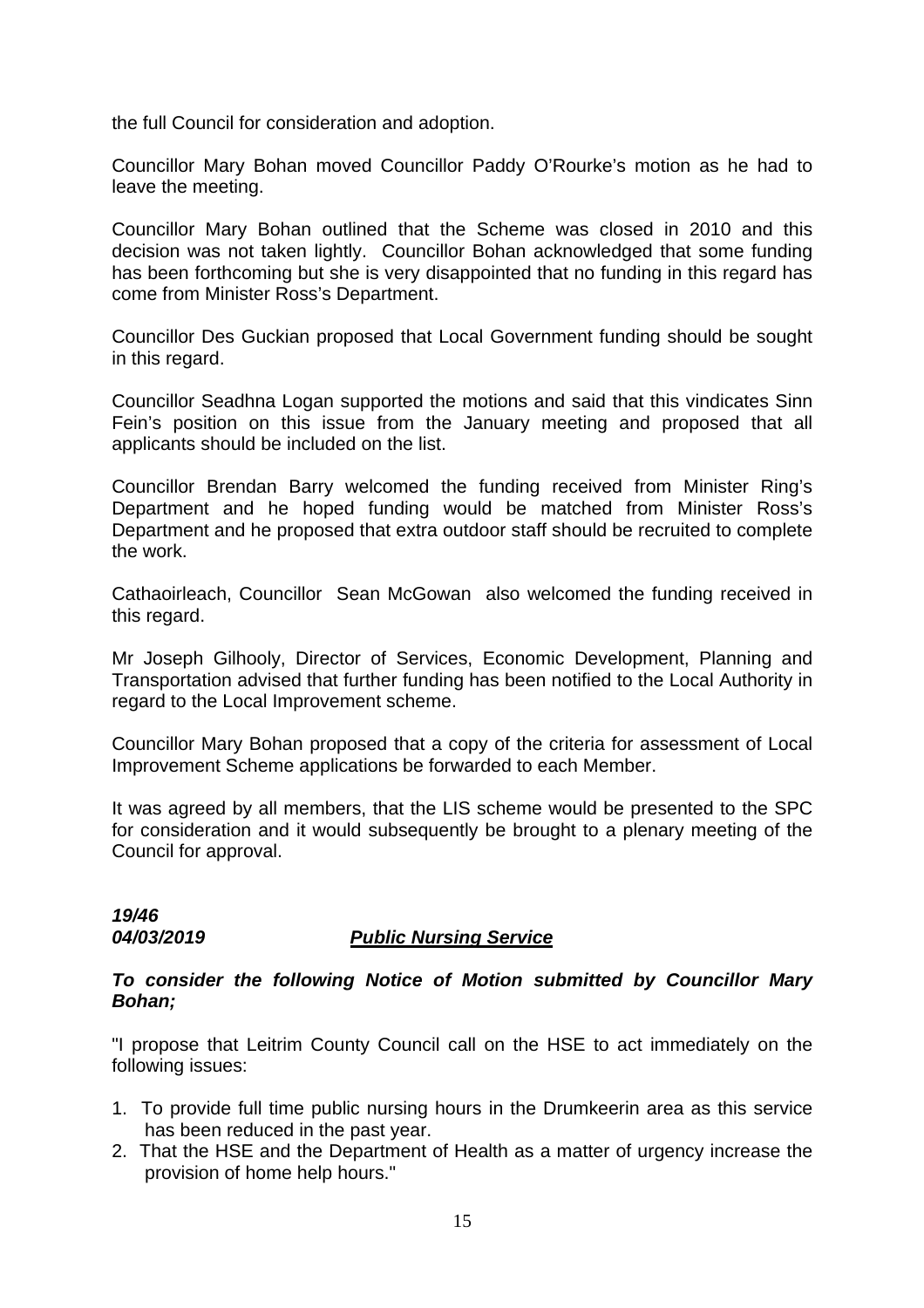the full Council for consideration and adoption.

Councillor Mary Bohan moved Councillor Paddy O'Rourke's motion as he had to leave the meeting.

Councillor Mary Bohan outlined that the Scheme was closed in 2010 and this decision was not taken lightly. Councillor Bohan acknowledged that some funding has been forthcoming but she is very disappointed that no funding in this regard has come from Minister Ross's Department.

Councillor Des Guckian proposed that Local Government funding should be sought in this regard.

Councillor Seadhna Logan supported the motions and said that this vindicates Sinn Fein's position on this issue from the January meeting and proposed that all applicants should be included on the list.

Councillor Brendan Barry welcomed the funding received from Minister Ring's Department and he hoped funding would be matched from Minister Ross's Department and he proposed that extra outdoor staff should be recruited to complete the work.

Cathaoirleach, Councillor Sean McGowan also welcomed the funding received in this regard.

Mr Joseph Gilhooly, Director of Services, Economic Development, Planning and Transportation advised that further funding has been notified to the Local Authority in regard to the Local Improvement scheme.

Councillor Mary Bohan proposed that a copy of the criteria for assessment of Local Improvement Scheme applications be forwarded to each Member.

It was agreed by all members, that the LIS scheme would be presented to the SPC for consideration and it would subsequently be brought to a plenary meeting of the Council for approval.

***19/46***
***04/03/2019*** ***<u>Public Nursing Service</u>***

***To consider the following Notice of Motion submitted by Councillor Mary Bohan;***

"I propose that Leitrim County Council call on the HSE to act immediately on the following issues:

1. To provide full time public nursing hours in the Drumkeerin area as this service has been reduced in the past year.
2. That the HSE and the Department of Health as a matter of urgency increase the provision of home help hours."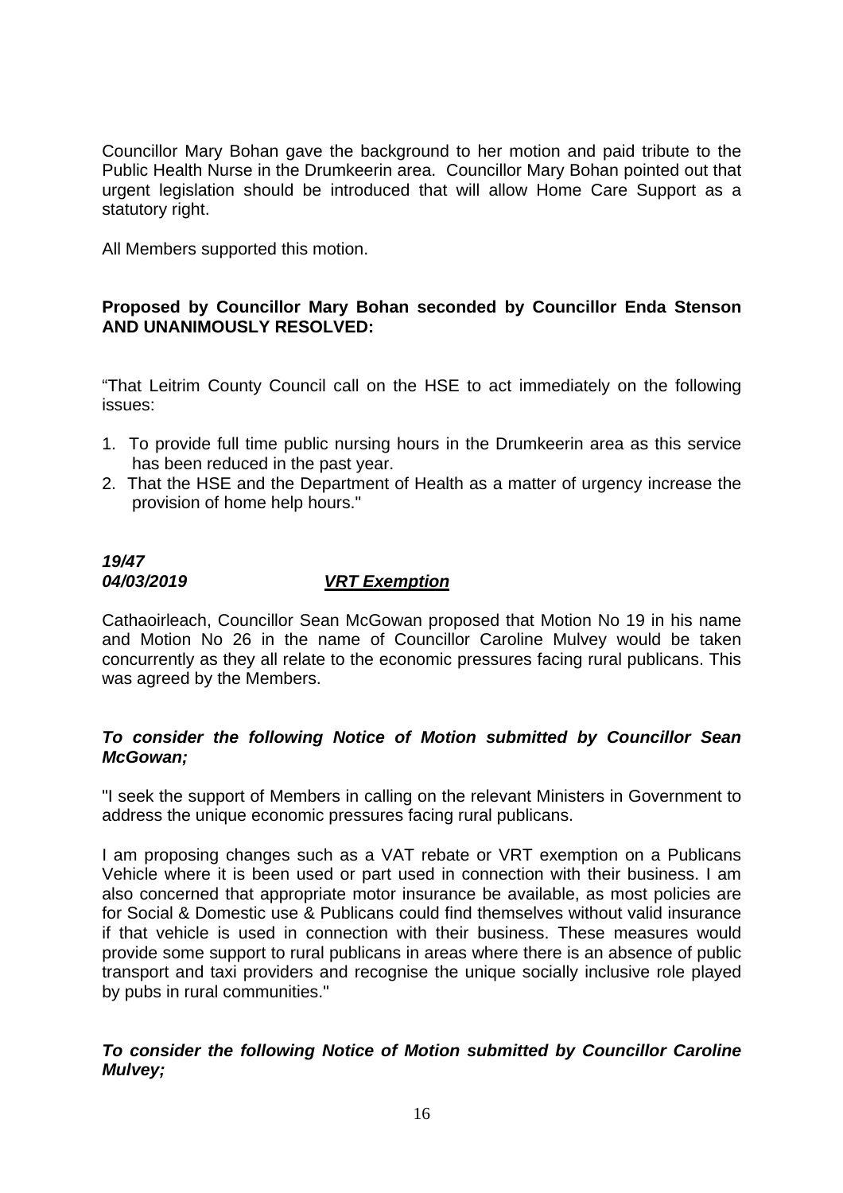Councillor Mary Bohan gave the background to her motion and paid tribute to the Public Health Nurse in the Drumkeerin area. Councillor Mary Bohan pointed out that urgent legislation should be introduced that will allow Home Care Support as a statutory right.

All Members supported this motion.

**Proposed by Councillor Mary Bohan seconded by Councillor Enda Stenson AND UNANIMOUSLY RESOLVED:**

"That Leitrim County Council call on the HSE to act immediately on the following issues:

1. To provide full time public nursing hours in the Drumkeerin area as this service has been reduced in the past year.
2. That the HSE and the Department of Health as a matter of urgency increase the provision of home help hours."

***19/47***
***04/03/2019*** ***<u>VRT Exemption</u>***

Cathaoirleach, Councillor Sean McGowan proposed that Motion No 19 in his name and Motion No 26 in the name of Councillor Caroline Mulvey would be taken concurrently as they all relate to the economic pressures facing rural publicans. This was agreed by the Members.

***To consider the following Notice of Motion submitted by Councillor Sean McGowan;***

"I seek the support of Members in calling on the relevant Ministers in Government to address the unique economic pressures facing rural publicans.

I am proposing changes such as a VAT rebate or VRT exemption on a Publicans Vehicle where it is been used or part used in connection with their business. I am also concerned that appropriate motor insurance be available, as most policies are for Social & Domestic use & Publicans could find themselves without valid insurance if that vehicle is used in connection with their business. These measures would provide some support to rural publicans in areas where there is an absence of public transport and taxi providers and recognise the unique socially inclusive role played by pubs in rural communities."

***To consider the following Notice of Motion submitted by Councillor Caroline Mulvey;***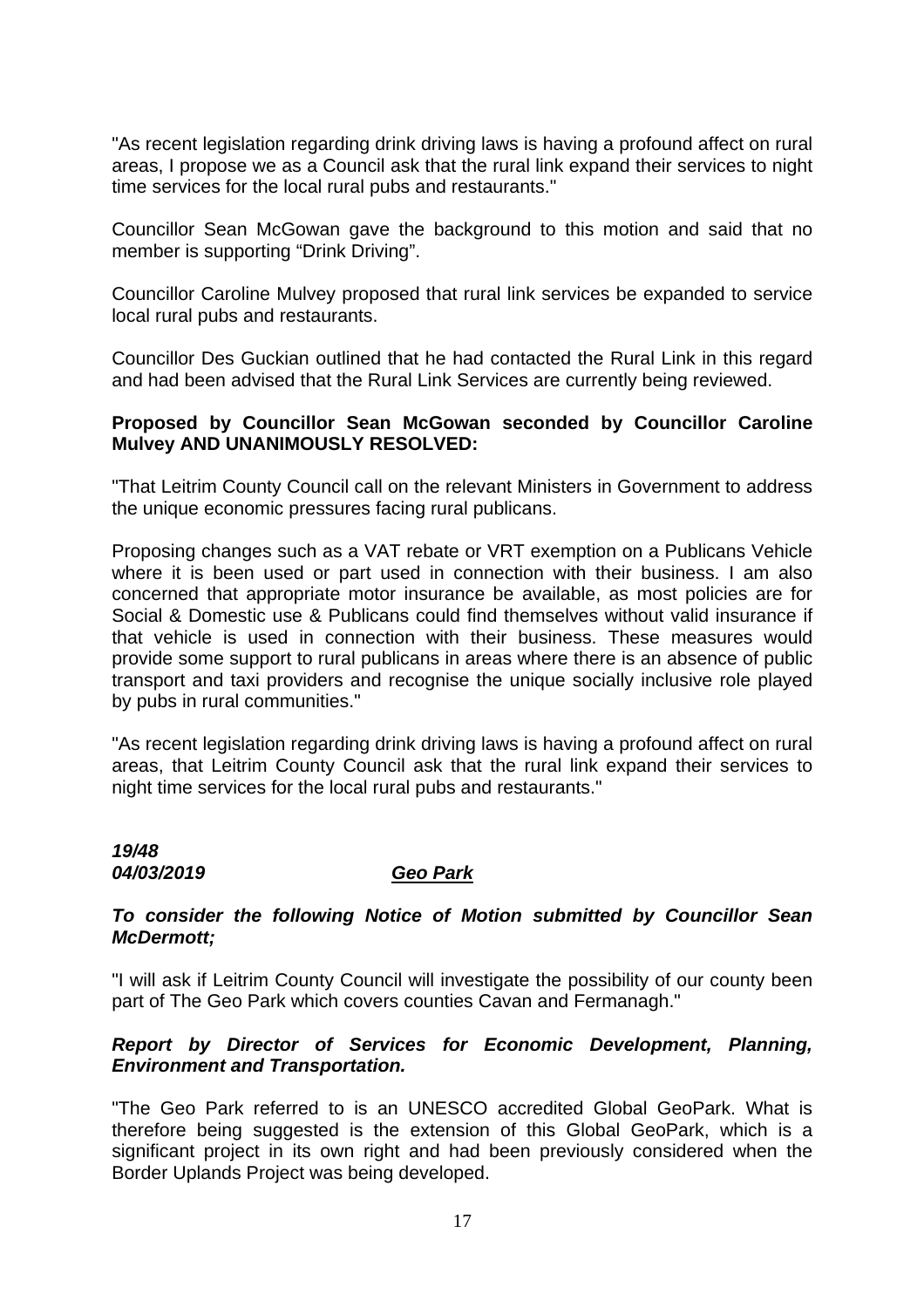"As recent legislation regarding drink driving laws is having a profound affect on rural areas, I propose we as a Council ask that the rural link expand their services to night time services for the local rural pubs and restaurants."

Councillor Sean McGowan gave the background to this motion and said that no member is supporting "Drink Driving".

Councillor Caroline Mulvey proposed that rural link services be expanded to service local rural pubs and restaurants.

Councillor Des Guckian outlined that he had contacted the Rural Link in this regard and had been advised that the Rural Link Services are currently being reviewed.

**Proposed by Councillor Sean McGowan seconded by Councillor Caroline Mulvey AND UNANIMOUSLY RESOLVED:**

"That Leitrim County Council call on the relevant Ministers in Government to address the unique economic pressures facing rural publicans.

Proposing changes such as a VAT rebate or VRT exemption on a Publicans Vehicle where it is been used or part used in connection with their business. I am also concerned that appropriate motor insurance be available, as most policies are for Social & Domestic use & Publicans could find themselves without valid insurance if that vehicle is used in connection with their business. These measures would provide some support to rural publicans in areas where there is an absence of public transport and taxi providers and recognise the unique socially inclusive role played by pubs in rural communities."

"As recent legislation regarding drink driving laws is having a profound affect on rural areas, that Leitrim County Council ask that the rural link expand their services to night time services for the local rural pubs and restaurants."

***19/48***
***04/03/2019*** ***Geo Park***

***To consider the following Notice of Motion submitted by Councillor Sean McDermott;***

"I will ask if Leitrim County Council will investigate the possibility of our county been part of The Geo Park which covers counties Cavan and Fermanagh."

***Report by Director of Services for Economic Development, Planning, Environment and Transportation.***

"The Geo Park referred to is an UNESCO accredited Global GeoPark. What is therefore being suggested is the extension of this Global GeoPark, which is a significant project in its own right and had been previously considered when the Border Uplands Project was being developed.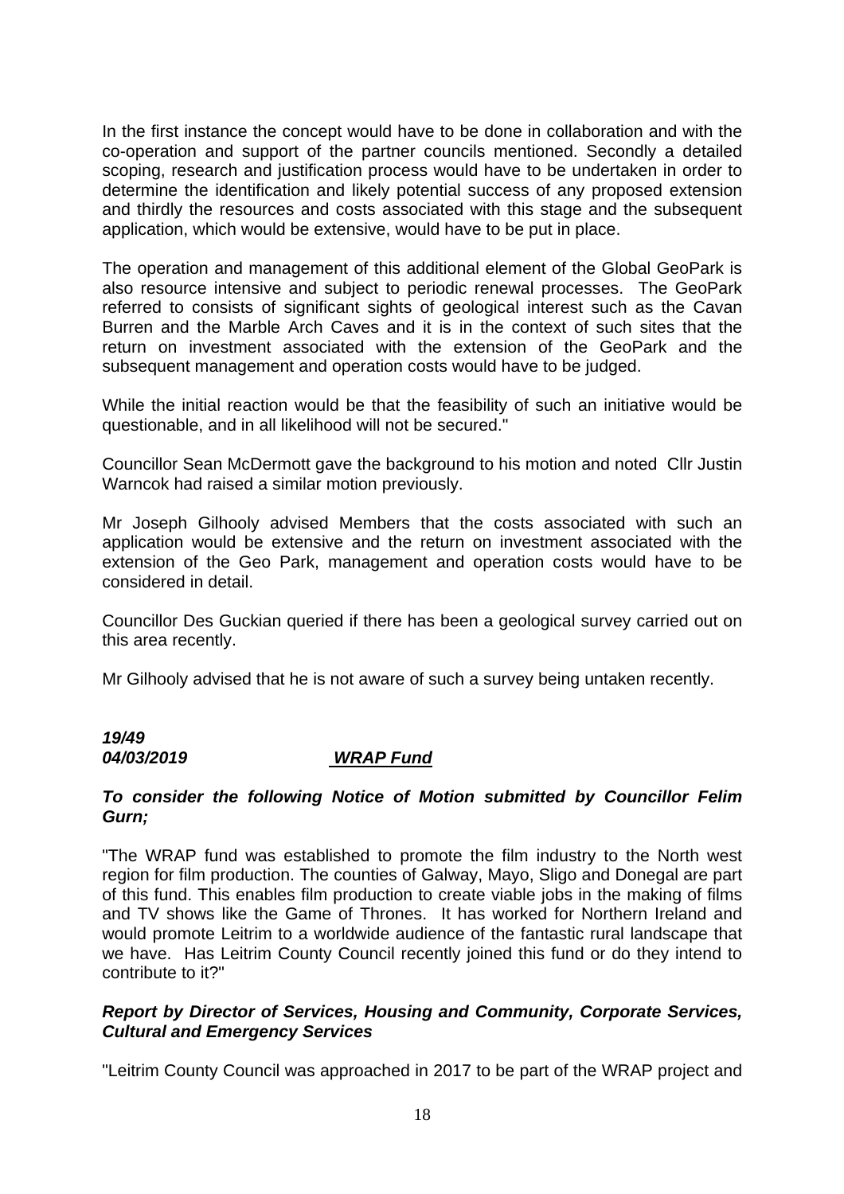In the first instance the concept would have to be done in collaboration and with the co-operation and support of the partner councils mentioned. Secondly a detailed scoping, research and justification process would have to be undertaken in order to determine the identification and likely potential success of any proposed extension and thirdly the resources and costs associated with this stage and the subsequent application, which would be extensive, would have to be put in place.

The operation and management of this additional element of the Global GeoPark is also resource intensive and subject to periodic renewal processes. The GeoPark referred to consists of significant sights of geological interest such as the Cavan Burren and the Marble Arch Caves and it is in the context of such sites that the return on investment associated with the extension of the GeoPark and the subsequent management and operation costs would have to be judged.

While the initial reaction would be that the feasibility of such an initiative would be questionable, and in all likelihood will not be secured."

Councillor Sean McDermott gave the background to his motion and noted Cllr Justin Warncok had raised a similar motion previously.

Mr Joseph Gilhooly advised Members that the costs associated with such an application would be extensive and the return on investment associated with the extension of the Geo Park, management and operation costs would have to be considered in detail.

Councillor Des Guckian queried if there has been a geological survey carried out on this area recently.

Mr Gilhooly advised that he is not aware of such a survey being untaken recently.

***19/49***
***04/03/2019*** ***WRAP Fund***

***To consider the following Notice of Motion submitted by Councillor Felim Gurn;***

"The WRAP fund was established to promote the film industry to the North west region for film production. The counties of Galway, Mayo, Sligo and Donegal are part of this fund. This enables film production to create viable jobs in the making of films and TV shows like the Game of Thrones. It has worked for Northern Ireland and would promote Leitrim to a worldwide audience of the fantastic rural landscape that we have. Has Leitrim County Council recently joined this fund or do they intend to contribute to it?"

***Report by Director of Services, Housing and Community, Corporate Services, Cultural and Emergency Services***

"Leitrim County Council was approached in 2017 to be part of the WRAP project and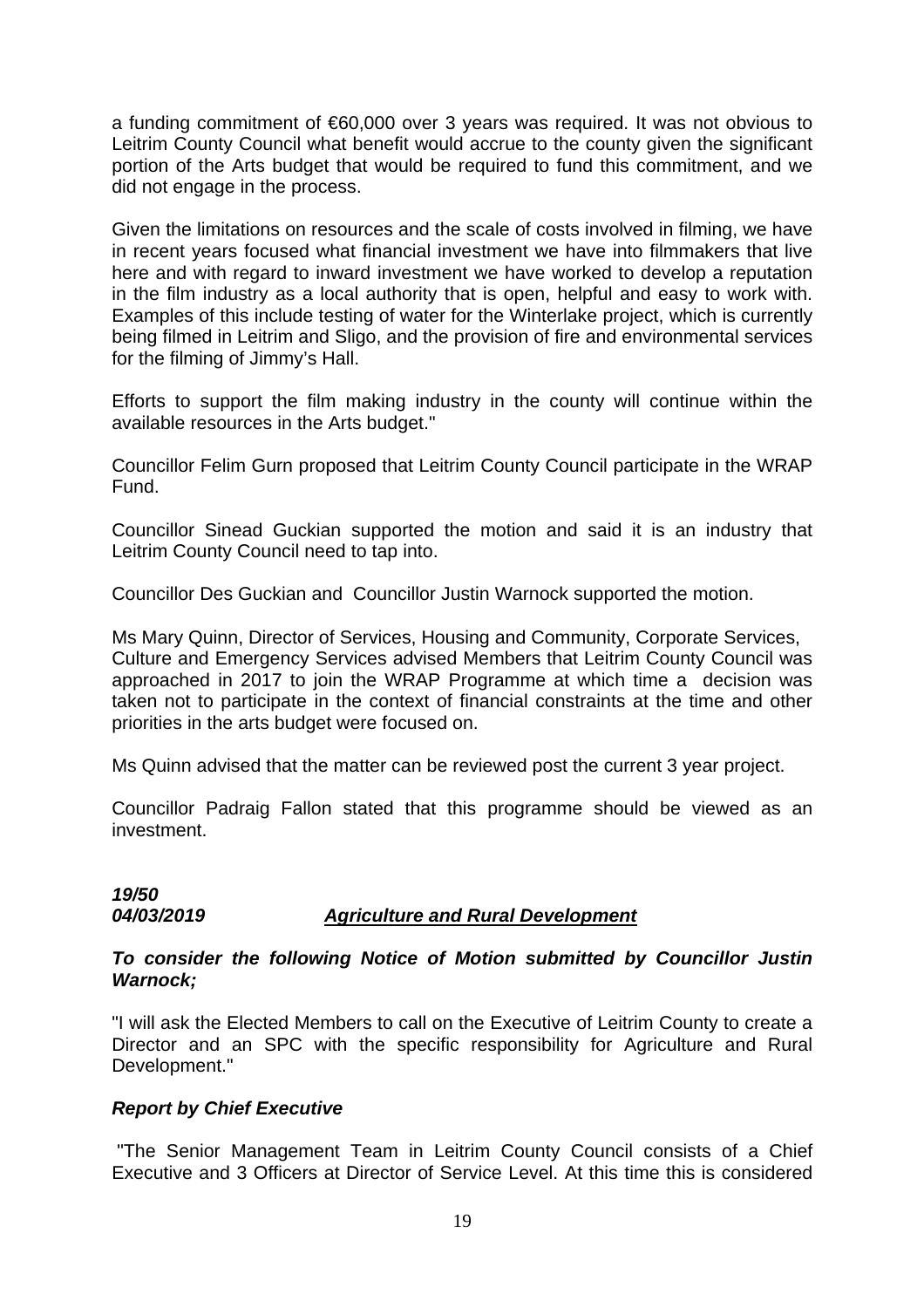a funding commitment of €60,000 over 3 years was required. It was not obvious to Leitrim County Council what benefit would accrue to the county given the significant portion of the Arts budget that would be required to fund this commitment, and we did not engage in the process.

Given the limitations on resources and the scale of costs involved in filming, we have in recent years focused what financial investment we have into filmmakers that live here and with regard to inward investment we have worked to develop a reputation in the film industry as a local authority that is open, helpful and easy to work with. Examples of this include testing of water for the Winterlake project, which is currently being filmed in Leitrim and Sligo, and the provision of fire and environmental services for the filming of Jimmy's Hall.

Efforts to support the film making industry in the county will continue within the available resources in the Arts budget."

Councillor Felim Gurn proposed that Leitrim County Council participate in the WRAP Fund.

Councillor Sinead Guckian supported the motion and said it is an industry that Leitrim County Council need to tap into.

Councillor Des Guckian and Councillor Justin Warnock supported the motion.

Ms Mary Quinn, Director of Services, Housing and Community, Corporate Services, Culture and Emergency Services advised Members that Leitrim County Council was approached in 2017 to join the WRAP Programme at which time a decision was taken not to participate in the context of financial constraints at the time and other priorities in the arts budget were focused on.

Ms Quinn advised that the matter can be reviewed post the current 3 year project.

Councillor Padraig Fallon stated that this programme should be viewed as an investment.

***19/50***
***04/03/2019*** ***Agriculture and Rural Development***

***To consider the following Notice of Motion submitted by Councillor Justin Warnock;***

"I will ask the Elected Members to call on the Executive of Leitrim County to create a Director and an SPC with the specific responsibility for Agriculture and Rural Development."

***Report by Chief Executive***

"The Senior Management Team in Leitrim County Council consists of a Chief Executive and 3 Officers at Director of Service Level. At this time this is considered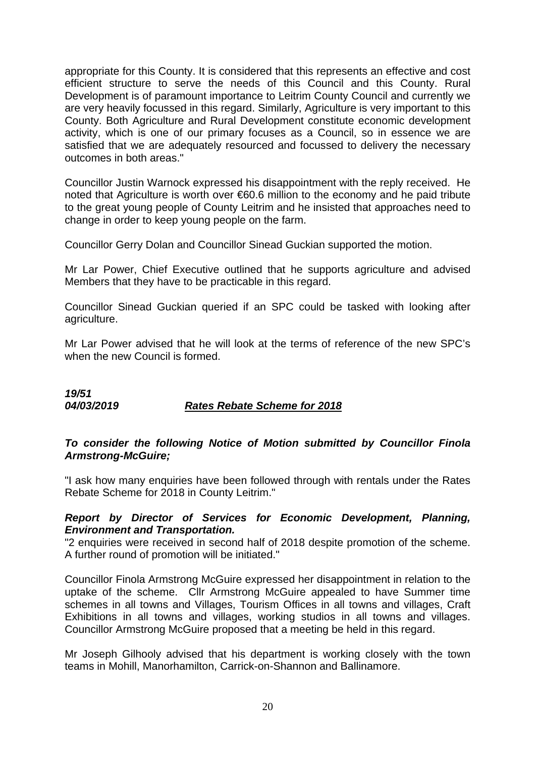appropriate for this County. It is considered that this represents an effective and cost efficient structure to serve the needs of this Council and this County. Rural Development is of paramount importance to Leitrim County Council and currently we are very heavily focussed in this regard. Similarly, Agriculture is very important to this County. Both Agriculture and Rural Development constitute economic development activity, which is one of our primary focuses as a Council, so in essence we are satisfied that we are adequately resourced and focussed to delivery the necessary outcomes in both areas."

Councillor Justin Warnock expressed his disappointment with the reply received. He noted that Agriculture is worth over €60.6 million to the economy and he paid tribute to the great young people of County Leitrim and he insisted that approaches need to change in order to keep young people on the farm.

Councillor Gerry Dolan and Councillor Sinead Guckian supported the motion.

Mr Lar Power, Chief Executive outlined that he supports agriculture and advised Members that they have to be practicable in this regard.

Councillor Sinead Guckian queried if an SPC could be tasked with looking after agriculture.

Mr Lar Power advised that he will look at the terms of reference of the new SPC's when the new Council is formed.

***19/51***
***04/03/2019*** ***<u>Rates Rebate Scheme for 2018</u>***

***To consider the following Notice of Motion submitted by Councillor Finola Armstrong-McGuire;***

"I ask how many enquiries have been followed through with rentals under the Rates Rebate Scheme for 2018 in County Leitrim."

***Report by Director of Services for Economic Development, Planning, Environment and Transportation.***
"2 enquiries were received in second half of 2018 despite promotion of the scheme. A further round of promotion will be initiated."

Councillor Finola Armstrong McGuire expressed her disappointment in relation to the uptake of the scheme. Cllr Armstrong McGuire appealed to have Summer time schemes in all towns and Villages, Tourism Offices in all towns and villages, Craft Exhibitions in all towns and villages, working studios in all towns and villages. Councillor Armstrong McGuire proposed that a meeting be held in this regard.

Mr Joseph Gilhooly advised that his department is working closely with the town teams in Mohill, Manorhamilton, Carrick-on-Shannon and Ballinamore.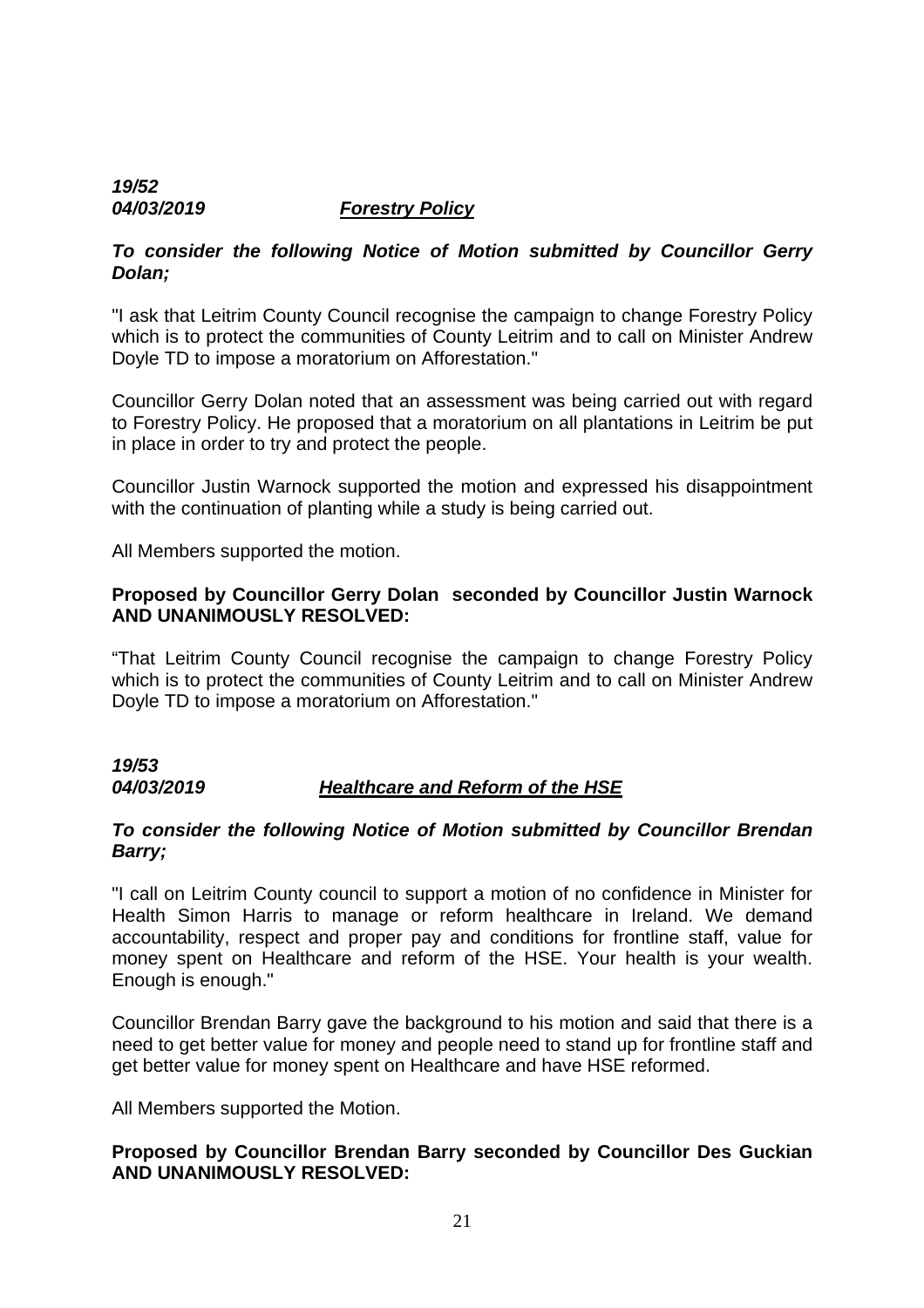***19/52***
***04/03/2019*** ***Forestry Policy***

***To consider the following Notice of Motion submitted by Councillor Gerry Dolan;***

"I ask that Leitrim County Council recognise the campaign to change Forestry Policy which is to protect the communities of County Leitrim and to call on Minister Andrew Doyle TD to impose a moratorium on Afforestation."

Councillor Gerry Dolan noted that an assessment was being carried out with regard to Forestry Policy. He proposed that a moratorium on all plantations in Leitrim be put in place in order to try and protect the people.

Councillor Justin Warnock supported the motion and expressed his disappointment with the continuation of planting while a study is being carried out.

All Members supported the motion.

**Proposed by Councillor Gerry Dolan seconded by Councillor Justin Warnock AND UNANIMOUSLY RESOLVED:**

"That Leitrim County Council recognise the campaign to change Forestry Policy which is to protect the communities of County Leitrim and to call on Minister Andrew Doyle TD to impose a moratorium on Afforestation."

***19/53***
***04/03/2019*** ***Healthcare and Reform of the HSE***

***To consider the following Notice of Motion submitted by Councillor Brendan Barry;***

"I call on Leitrim County council to support a motion of no confidence in Minister for Health Simon Harris to manage or reform healthcare in Ireland. We demand accountability, respect and proper pay and conditions for frontline staff, value for money spent on Healthcare and reform of the HSE. Your health is your wealth. Enough is enough."

Councillor Brendan Barry gave the background to his motion and said that there is a need to get better value for money and people need to stand up for frontline staff and get better value for money spent on Healthcare and have HSE reformed.

All Members supported the Motion.

**Proposed by Councillor Brendan Barry seconded by Councillor Des Guckian AND UNANIMOUSLY RESOLVED:**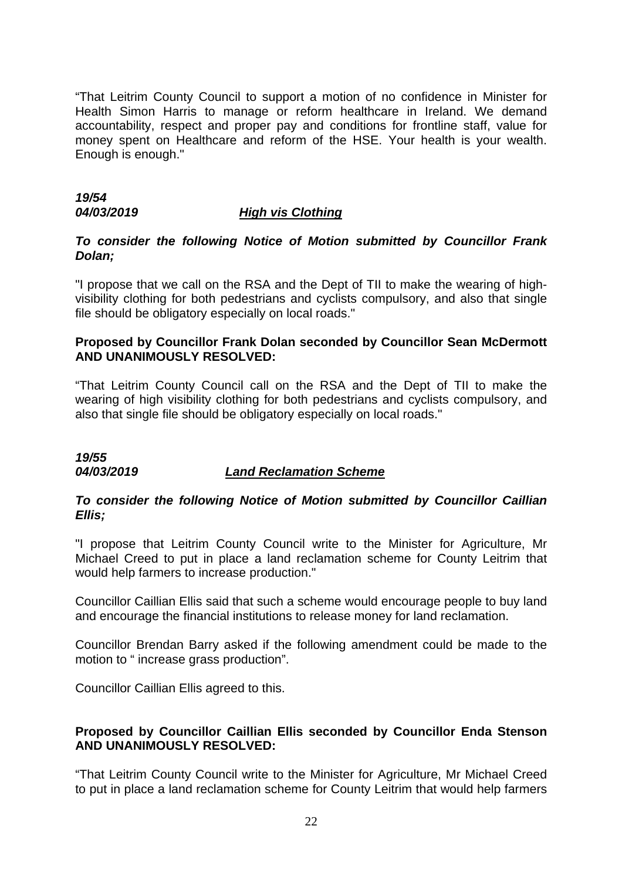"That Leitrim County Council to support a motion of no confidence in Minister for Health Simon Harris to manage or reform healthcare in Ireland. We demand accountability, respect and proper pay and conditions for frontline staff, value for money spent on Healthcare and reform of the HSE. Your health is your wealth. Enough is enough."

***19/54***
***04/03/2019*** ***<u>High vis Clothing</u>***

***To consider the following Notice of Motion submitted by Councillor Frank Dolan;***

"I propose that we call on the RSA and the Dept of TII to make the wearing of high-visibility clothing for both pedestrians and cyclists compulsory, and also that single file should be obligatory especially on local roads."

**Proposed by Councillor Frank Dolan seconded by Councillor Sean McDermott AND UNANIMOUSLY RESOLVED:**

"That Leitrim County Council call on the RSA and the Dept of TII to make the wearing of high visibility clothing for both pedestrians and cyclists compulsory, and also that single file should be obligatory especially on local roads."

***19/55***
***04/03/2019*** ***<u>Land Reclamation Scheme</u>***

***To consider the following Notice of Motion submitted by Councillor Caillian Ellis;***

"I propose that Leitrim County Council write to the Minister for Agriculture, Mr Michael Creed to put in place a land reclamation scheme for County Leitrim that would help farmers to increase production."

Councillor Caillian Ellis said that such a scheme would encourage people to buy land and encourage the financial institutions to release money for land reclamation.

Councillor Brendan Barry asked if the following amendment could be made to the motion to " increase grass production".

Councillor Caillian Ellis agreed to this.

**Proposed by Councillor Caillian Ellis seconded by Councillor Enda Stenson AND UNANIMOUSLY RESOLVED:**

"That Leitrim County Council write to the Minister for Agriculture, Mr Michael Creed to put in place a land reclamation scheme for County Leitrim that would help farmers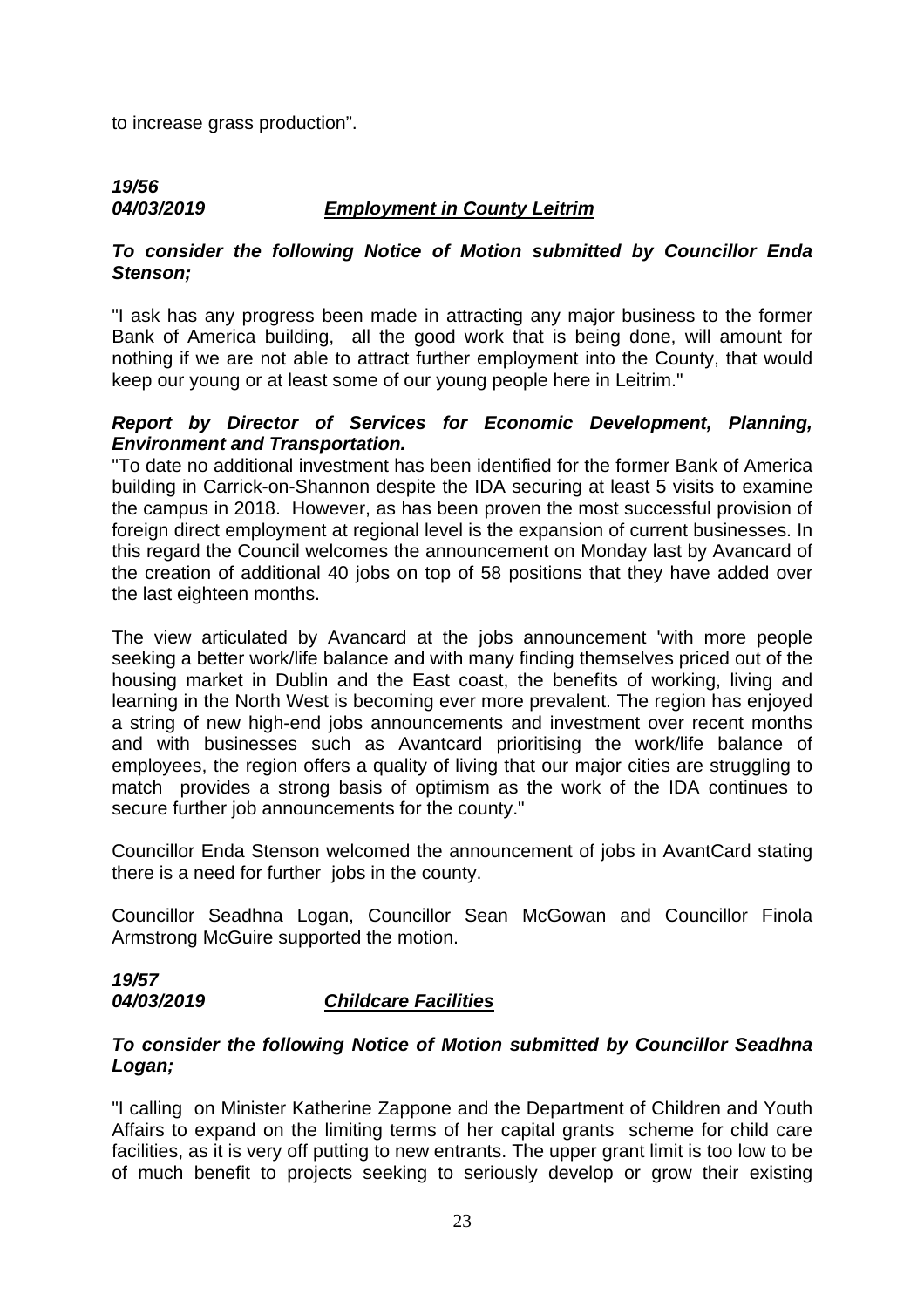to increase grass production".

***19/56***
***04/03/2019*** ***<u>Employment in County Leitrim</u>***

***To consider the following Notice of Motion submitted by Councillor Enda Stenson;***

"I ask has any progress been made in attracting any major business to the former Bank of America building, all the good work that is being done, will amount for nothing if we are not able to attract further employment into the County, that would keep our young or at least some of our young people here in Leitrim."

***Report by Director of Services for Economic Development, Planning, Environment and Transportation.***

"To date no additional investment has been identified for the former Bank of America building in Carrick-on-Shannon despite the IDA securing at least 5 visits to examine the campus in 2018. However, as has been proven the most successful provision of foreign direct employment at regional level is the expansion of current businesses. In this regard the Council welcomes the announcement on Monday last by Avancard of the creation of additional 40 jobs on top of 58 positions that they have added over the last eighteen months.

The view articulated by Avancard at the jobs announcement 'with more people seeking a better work/life balance and with many finding themselves priced out of the housing market in Dublin and the East coast, the benefits of working, living and learning in the North West is becoming ever more prevalent. The region has enjoyed a string of new high-end jobs announcements and investment over recent months and with businesses such as Avantcard prioritising the work/life balance of employees, the region offers a quality of living that our major cities are struggling to match provides a strong basis of optimism as the work of the IDA continues to secure further job announcements for the county."

Councillor Enda Stenson welcomed the announcement of jobs in AvantCard stating there is a need for further jobs in the county.

Councillor Seadhna Logan, Councillor Sean McGowan and Councillor Finola Armstrong McGuire supported the motion.

***19/57***
***04/03/2019*** ***<u>Childcare Facilities</u>***

***To consider the following Notice of Motion submitted by Councillor Seadhna Logan;***

"I calling on Minister Katherine Zappone and the Department of Children and Youth Affairs to expand on the limiting terms of her capital grants scheme for child care facilities, as it is very off putting to new entrants. The upper grant limit is too low to be of much benefit to projects seeking to seriously develop or grow their existing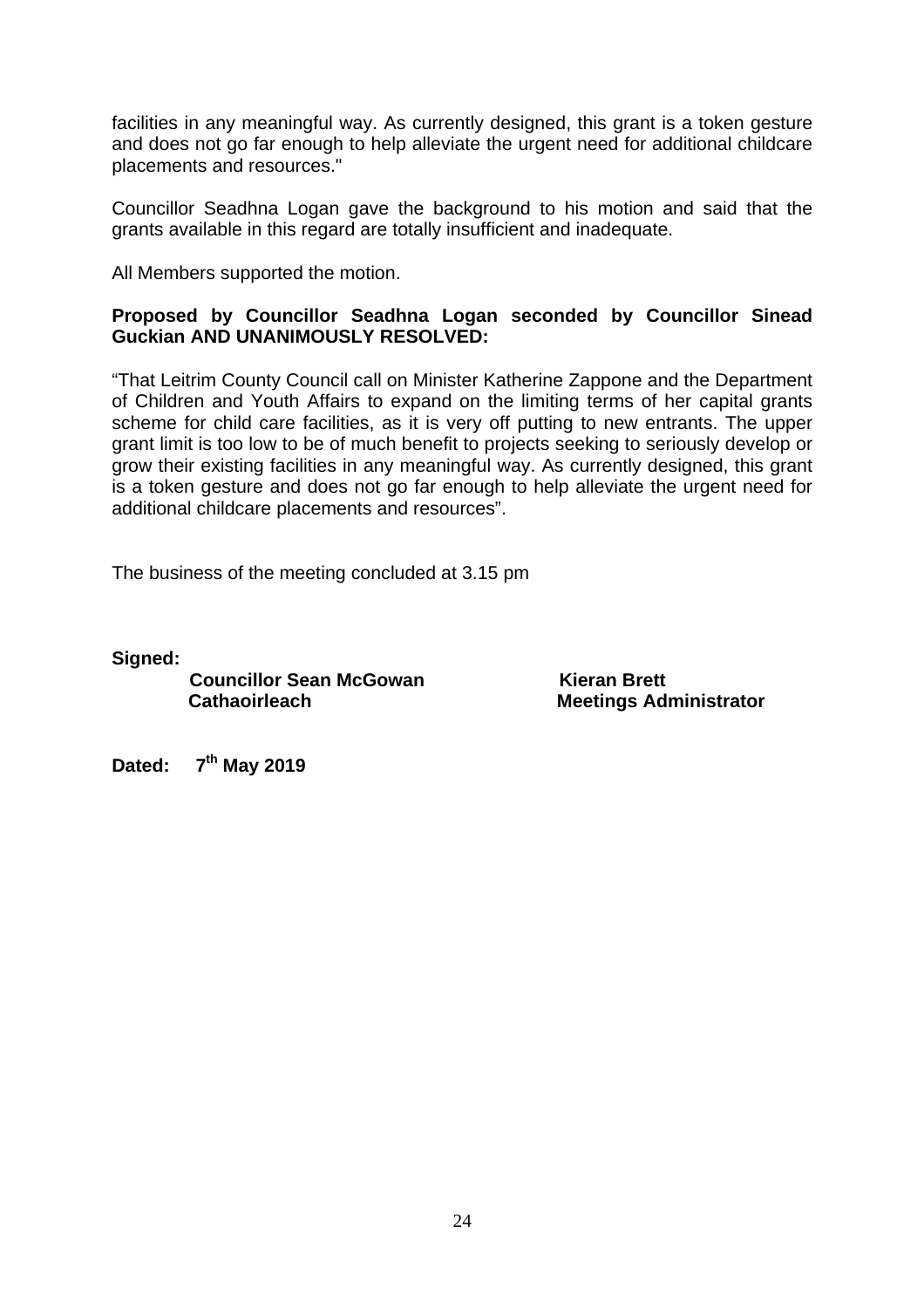facilities in any meaningful way. As currently designed, this grant is a token gesture and does not go far enough to help alleviate the urgent need for additional childcare placements and resources."

Councillor Seadhna Logan gave the background to his motion and said that the grants available in this regard are totally insufficient and inadequate.

All Members supported the motion.

**Proposed by Councillor Seadhna Logan seconded by Councillor Sinead Guckian AND UNANIMOUSLY RESOLVED:**

"That Leitrim County Council call on Minister Katherine Zappone and the Department of Children and Youth Affairs to expand on the limiting terms of her capital grants scheme for child care facilities, as it is very off putting to new entrants. The upper grant limit is too low to be of much benefit to projects seeking to seriously develop or grow their existing facilities in any meaningful way. As currently designed, this grant is a token gesture and does not go far enough to help alleviate the urgent need for additional childcare placements and resources".

The business of the meeting concluded at 3.15 pm

**Signed:**

**Councillor Sean McGowan**
**Cathaoirleach**

**Kieran Brett**
**Meetings Administrator**

**Dated: 7th May 2019**